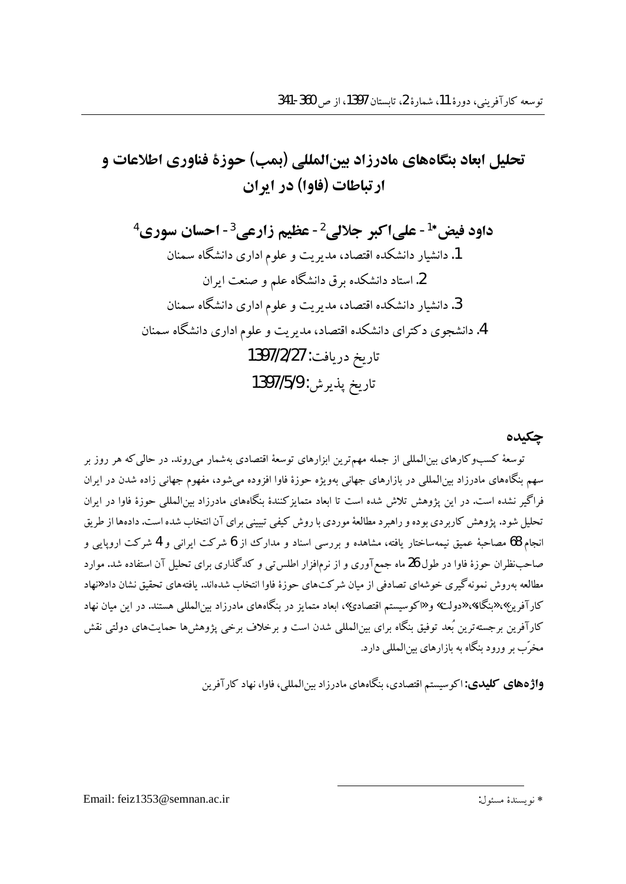# تحلیل ابعاد بنگاه‌های مادرزاد بین‌المللی (بمب) حوزهٔ فناوری اطلاعات و ارتباطات (فاوا) در ایران

**داود فیض\*[1] - علی‌اکبر جلالی[2] - عظیم زارعی[3] - احسان سوری[4]**

1. دانشیار دانشکده اقتصاد، مدیریت و علوم اداری دانشگاه سمنان
2. استاد دانشکده برق دانشگاه علم و صنعت ایران
3. دانشیار دانشکده اقتصاد، مدیریت و علوم اداری دانشگاه سمنان
4. دانشجوی دکترای دانشکده اقتصاد، مدیریت و علوم اداری دانشگاه سمنان

تاریخ دریافت: 1397/2/27

تاریخ پذیرش: 1397/5/9

## چکیده

توسعهٔ کسب‌وکارهای بین‌المللی از جمله مهم‌ترین ابزارهای توسعهٔ اقتصادی به‌شمار می‌روند. در حالی‌که هر روز بر سهم بنگاه‌های مادرزاد بین‌المللی در بازارهای جهانی به‌ویژه حوزهٔ فاوا افزوده می‌شود، مفهوم جهانی زاده شدن در ایران فراگیر نشده است. در این پژوهش تلاش شده است تا ابعاد متمایزکنندهٔ بنگاه‌های مادرزاد بین‌المللی حوزهٔ فاوا در ایران تحلیل شود. پژوهش کاربردی بوده و راهبرد مطالعهٔ موردی با روش کیفی تبیینی برای آن انتخاب شده است. داده‌ها از طریق انجام 68 مصاحبهٔ عمیق نیمه‌ساختار یافته، مشاهده و بررسی اسناد و مدارک از 6 شرکت ایرانی و 4 شرکت اروپایی و صاحب‌نظران حوزهٔ فاوا در طول 26 ماه جمع‌آوری و از نرم‌افزار اطلس‌تی و کدگذاری برای تحلیل آن استفاده شد. موارد مطالعه به‌روش نمونه‌گیری خوشه‌ای تصادفی از میان شرکت‌های حوزهٔ فاوا انتخاب شده‌اند. یافته‌های تحقیق نشان داد«نهاد کارآفرین»،«بنگاه»،«دولت» و«اکوسیستم اقتصادی»، ابعاد متمایز در بنگاه‌های مادرزاد بین‌المللی هستند. در این میان نهاد کارآفرین برجسته‌ترین بُعد توفیق بنگاه برای بین‌المللی شدن است و برخلاف برخی پژوهش‌ها حمایت‌های دولتی نقش مخرّب بر ورود بنگاه به بازارهای بین‌المللی دارد.

**واژه‌های کلیدی:** اکوسیستم اقتصادی، بنگاه‌های مادرزاد بین‌المللی، فاوا، نهاد کارآفرین

\* نویسندهٔ مسئول: Email: feiz1353@semnan.ac.ir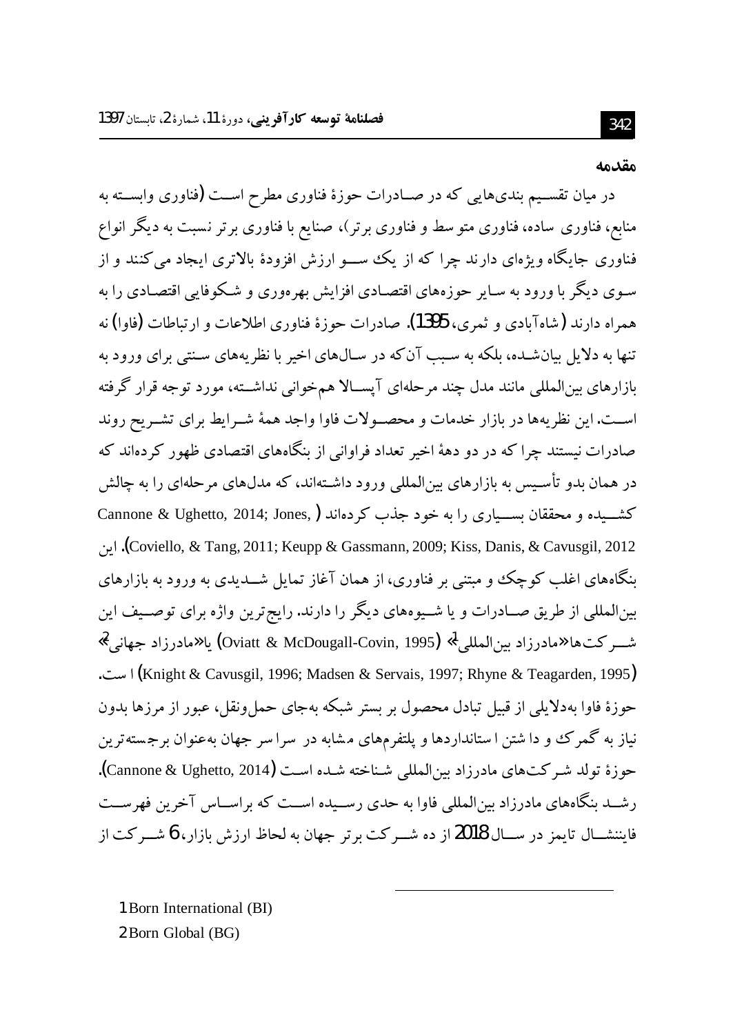## مقدمه

در میان تقسیم بندی‌هایی که در صادرات حوزهٔ فناوری مطرح است (فناوری وابسته به منابع، فناوری ساده، فناوری متوسط و فناوری برتر)، صنایع با فناوری برتر نسبت به دیگر انواع فناوری جایگاه ویژه‌ای دارند چرا که از یک سو ارزش افزودهٔ بالاتری ایجاد می‌کنند و از سوی دیگر با ورود به سایر حوزه‌های اقتصادی افزایش بهره‌وری و شکوفایی اقتصادی را به همراه دارند (شاه‌آبادی و ثمری، 1395). صادرات حوزهٔ فناوری اطلاعات و ارتباطات (فاوا) نه تنها به دلایل بیان‌شده، بلکه به سبب آن‌که در سال‌های اخیر با نظریه‌های سنتی برای ورود به بازارهای بین‌المللی مانند مدل چند مرحله‌ای آپسالا هم‌خوانی نداشته، مورد توجه قرار گرفته است. این نظریه‌ها در بازار خدمات و محصولات فاوا واجد همهٔ شرایط برای تشریح روند صادرات نیستند چرا که در دو دههٔ اخیر تعداد فراوانی از بنگاه‌های اقتصادی ظهور کرده‌اند که در همان بدو تأسیس به بازارهای بین‌المللی ورود داشته‌اند، که مدل‌های مرحله‌ای را به چالش کشیده و محققان بسیاری را به خود جذب کرده‌اند (Cannone & Ughetto, 2014; Jones, Coviello, & Tang, 2011; Keupp & Gassmann, 2009; Kiss, Danis, & Cavusgil, 2012). این بنگاه‌های اغلب کوچک و مبتنی بر فناوری، از همان آغاز تمایل شدیدی به ورود به بازارهای بین‌المللی از طریق صادرات و یا شیوه‌های دیگر را دارند. رایج‌ترین واژه برای توصیف این شرکت‌ها «مادرزاد بین‌المللی[1]» (Oviatt & McDougall-Covin, 1995) یا «مادرزاد جهانی[2]» (Knight & Cavusgil, 1996; Madsen & Servais, 1997; Rhyne & Teagarden, 1995) است. حوزهٔ فاوا به‌دلایلی از قبیل تبادل محصول بر بستر شبکه به‌جای حمل‌ونقل، عبور از مرزها بدون نیاز به گمرک و داشتن استانداردها و پلتفرم‌های مشابه در سراسر جهان به‌عنوان برجسته‌ترین حوزهٔ تولد شرکت‌های مادرزاد بین‌المللی شناخته شده است (Cannone & Ughetto, 2014). رشد بنگاه‌های مادرزاد بین‌المللی فاوا به حدی رسیده است که براساس آخرین فهرست فایننشال تایمز در سال 2018 از ده شرکت برتر جهان به لحاظ ارزش بازار، 6 شرکت از

---

1 Born International (BI)

2 Born Global (BG)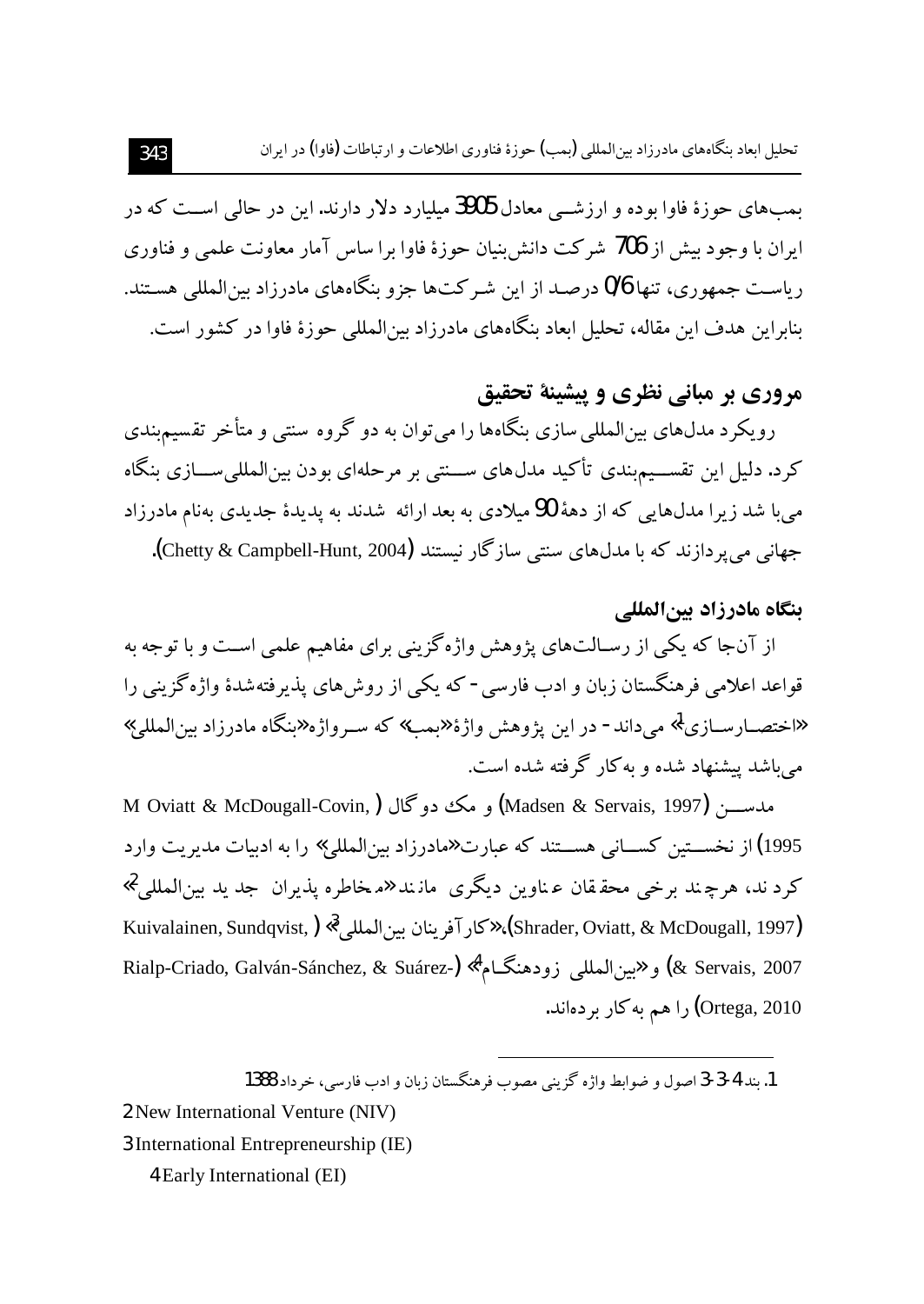بمب‌های حوزۀ فاوا بوده و ارزشی معادل 3905 میلیارد دلار دارند. این در حالی است که در ایران با وجود بیش از 706 شرکت دانش‌بنیان حوزۀ فاوا براساس آمار معاونت علمی و فناوری ریاست جمهوری، تنها 0/6 درصد از این شرکت‌ها جزو بنگاه‌های مادرزاد بین‌المللی هستند. بنابراین هدف این مقاله، تحلیل ابعاد بنگاه‌های مادرزاد بین‌المللی حوزۀ فاوا در کشور است.

## مروری بر مبانی نظری و پیشینۀ تحقیق

رویکرد مدل‌های بین‌المللی سازی بنگاه‌ها را می‌توان به دو گروه سنتی و متأخر تقسیم‌بندی کرد. دلیل این تقسیم‌بندی تأکید مدل‌های سنتی بر مرحله‌ای بودن بین‌المللی‌سازی بنگاه می‌باشد زیرا مدل‌هایی که از دهۀ 90 میلادی به بعد ارائه شدند به پدیدۀ جدیدی به‌نام مادرزاد جهانی می‌پردازند که با مدل‌های سنتی سازگار نیستند (Chetty & Campbell-Hunt, 2004).

### بنگاه مادرزاد بین‌المللی

از آن‌جا که یکی از رسالت‌های پژوهش واژه‌گزینی برای مفاهیم علمی است و با توجه به قواعد اعلامی فرهنگستان زبان و ادب فارسی - که یکی از روش‌های پذیرفته‌شدۀ واژه‌گزینی را «اختصارسازی»[1] می‌داند - در این پژوهش واژۀ «بمب» که سرواژه «بنگاه مادرزاد بین‌المللی» می‌باشد پیشنهاد شده و به‌کار گرفته شده است.

مدسن (Madsen & Servais, 1997) و مک دوگال (M Oviatt & McDougall-Covin, 1995) از نخستین کسانی هستند که عبارت «مادرزاد بین‌المللی» را به ادبیات مدیریت وارد کردند، هرچند برخی محققان عناوین دیگری مانند «مخاطره پذیران جدید بین‌المللی»[2] (Shrader, Oviatt, & McDougall, 1997)، «کارآفرینان بین‌المللی»[3] (Kuivalainen, Sundqvist, & Servais, 2007) و «بین‌المللی زودهنگام»[4] (Rialp-Criado, Galván-Sánchez, & Suárez-Ortega, 2010) را هم به‌کار برده‌اند.

---

1. بند 4-3-3 اصول و ضوابط واژه گزینی مصوب فرهنگستان زبان و ادب فارسی، خرداد 1388

2. New International Venture (NIV)

3. International Entrepreneurship (IE)

4. Early International (EI)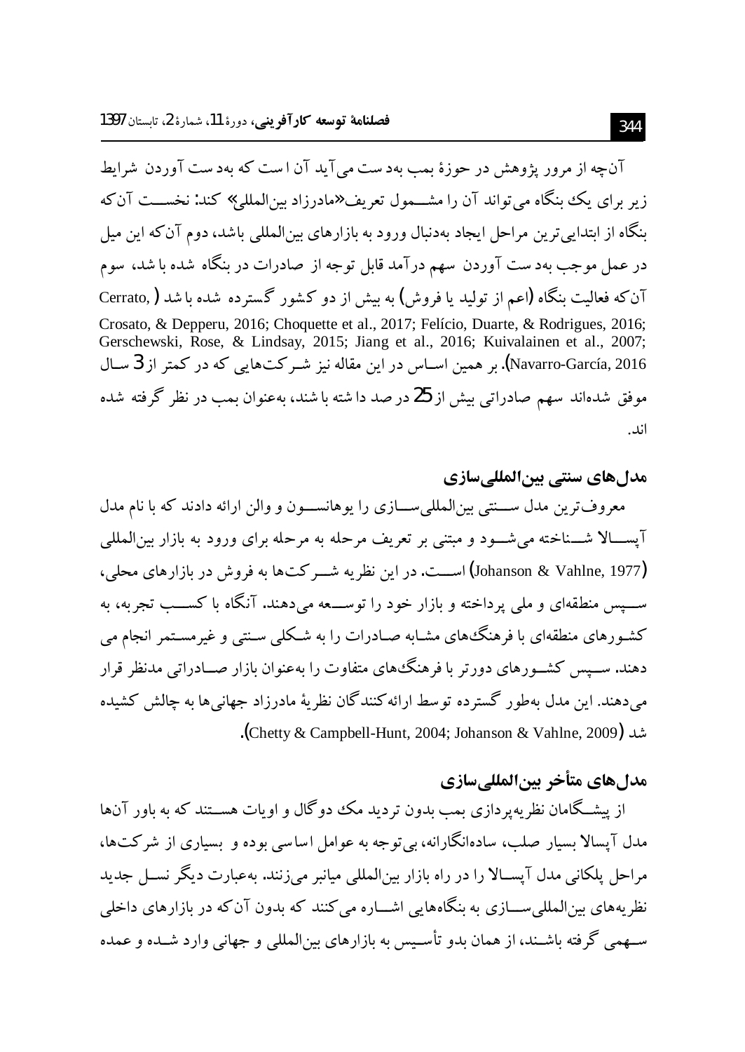آن‌چه از مرور پژوهش در حوزهٔ بمب به‌دست می‌آید آن است که به‌دست آوردن شرایط زیر برای یک بنگاه می‌تواند آن را مشمول تعریف «مادرزاد بین‌المللی» کند: نخست آن‌که بنگاه از ابتدایی‌ترین مراحل ایجاد به‌دنبال ورود به بازارهای بین‌المللی باشد، دوم آن‌که این میل در عمل موجب به‌دست آوردن سهم درآمد قابل توجه از صادرات در بنگاه شده باشد، سوم آن‌که فعالیت بنگاه (اعم از تولید یا فروش) به بیش از دو کشور گسترده شده باشد (Cerrato, Crosato, & Depperu, 2016; Choquette et al., 2017; Felício, Duarte, & Rodrigues, 2016; Gerschewski, Rose, & Lindsay, 2015; Jiang et al., 2016; Kuivalainen et al., 2007; Navarro-García, 2016). بر همین اساس در این مقاله نیز شرکت‌هایی که در کمتر از 3 سال موفق شده‌اند سهم صادراتی بیش از 25 در صد داشته باشند، به‌عنوان بمب در نظر گرفته شده اند.

## مدل‌های سنتی بین‌المللی‌سازی

معروف‌ترین مدل سنتی بین‌المللی‌سازی را یوهانسون و والن ارائه دادند که با نام مدل آپسالا شناخته می‌شود و مبتنی بر تعریف مرحله به مرحله برای ورود به بازار بین‌المللی (Johanson & Vahlne, 1977) است. در این نظریه شرکت‌ها به فروش در بازارهای محلی، سپس منطقه‌ای و ملی پرداخته و بازار خود را توسعه می‌دهند. آنگاه با کسب تجربه، به کشورهای منطقه‌ای با فرهنگ‌های مشابه صادرات را به شکلی سنتی و غیرمستمر انجام می دهند. سپس کشورهای دورتر با فرهنگ‌های متفاوت را به‌عنوان بازار صادراتی مدنظر قرار می‌دهند. این مدل به‌طور گسترده توسط ارائه‌کنندگان نظریهٔ مادرزاد جهانی‌ها به چالش کشیده شد (Chetty & Campbell-Hunt, 2004; Johanson & Vahlne, 2009).

## مدل‌های متأخر بین‌المللی‌سازی

از پیشگامان نظریه‌پردازی بمب بدون تردید مک دوگال و اویات هستند که به باور آن‌ها مدل آپسالا بسیار صلب، ساده‌انگارانه، بی‌توجه به عوامل اساسی بوده و بسیاری از شرکت‌ها، مراحل پلکانی مدل آپسالا را در راه بازار بین‌المللی میانبر می‌زنند. به‌عبارت دیگر نسل جدید نظریه‌های بین‌المللی‌سازی به بنگاه‌هایی اشاره می‌کنند که بدون آن‌که در بازارهای داخلی سهمی گرفته باشند، از همان بدو تأسیس به بازارهای بین‌المللی و جهانی وارد شده و عمده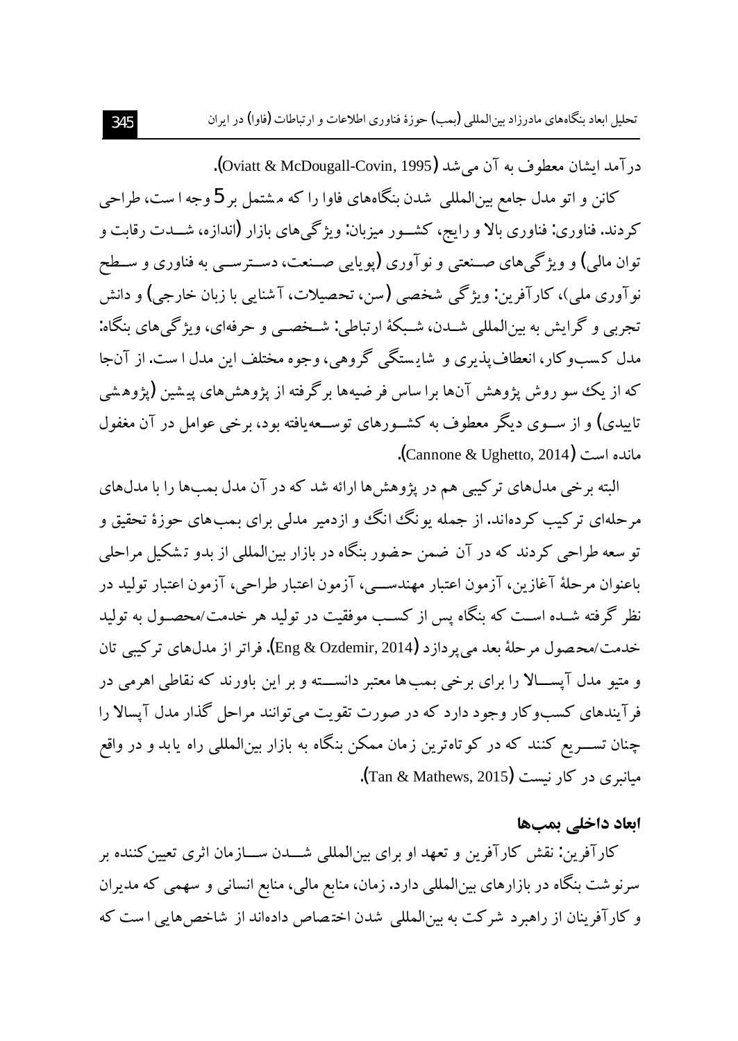درآمد ایشان معطوف به آن می‌شد (Oviatt & McDougall-Covin, 1995).

کانن و اتو مدل جامع بین‌المللی شدن بنگاه‌های فاوا را که مشتمل بر 5 وجه است، طراحی کردند. فناوری: فناوری بالا و رایج، کشور میزبان: ویژگی‌های بازار (اندازه، شدت رقابت و توان مالی) و ویژگی‌های صنعتی و نوآوری (پویایی صنعت، دسترسی به فناوری و سطح نوآوری ملی)، کارآفرین: ویژگی شخصی (سن، تحصیلات، آشنایی با زبان خارجی) و دانش تجربی و گرایش به بین‌المللی شدن، شبکهٔ ارتباطی: شخصی و حرفه‌ای، ویژگی‌های بنگاه: مدل کسب‌وکار، انعطاف‌پذیری و شایستگی گروهی، وجوه مختلف این مدل است. از آن‌جا که از یک سو روش پژوهش آن‌ها براساس فرضیه‌ها برگرفته از پژوهش‌های پیشین (پژوهشی تاییدی) و از سوی دیگر معطوف به کشورهای توسعه‌یافته بود، برخی عوامل در آن مغفول مانده است (Cannone & Ughetto, 2014).

البته برخی مدل‌های ترکیبی هم در پژوهش‌ها ارائه شد که در آن مدل بمب‌ها را با مدل‌های مرحله‌ای ترکیب کرده‌اند. از جمله یونگ انگ و ازدمیر مدلی برای بمب‌های حوزهٔ تحقیق و توسعه طراحی کردند که در آن ضمن حضور بنگاه در بازار بین‌المللی از بدو تشکیل مراحلی باعنوان مرحلهٔ آغازین، آزمون اعتبار مهندسی، آزمون اعتبار طراحی، آزمون اعتبار تولید در نظر گرفته شده است که بنگاه پس از کسب موفقیت در تولید هر خدمت/محصول به تولید خدمت/محصول مرحلهٔ بعد می‌پردازد (Eng & Ozdemir, 2014). فراتر از مدل‌های ترکیبی تان و متیو مدل آپسالا را برای برخی بمب‌ها معتبر دانسته و بر این باورند که نقاطی اهرمی در فرآیندهای کسب‌وکار وجود دارد که در صورت تقویت می‌توانند مراحل گذار مدل آپسالا را چنان تسریع کنند که در کوتاه‌ترین زمان ممکن بنگاه به بازار بین‌المللی راه یابد و در واقع میانبری در کار نیست (Tan & Mathews, 2015).

### ابعاد داخلی بمب‌ها

کارآفرین: نقش کارآفرین و تعهد او برای بین‌المللی شدن سازمان اثری تعیین‌کننده بر سرنوشت بنگاه در بازارهای بین‌المللی دارد. زمان، منابع مالی، منابع انسانی و سهمی که مدیران و کارآفرینان از راهبرد شرکت به بین‌المللی شدن اختصاص داده‌اند از شاخص‌هایی است که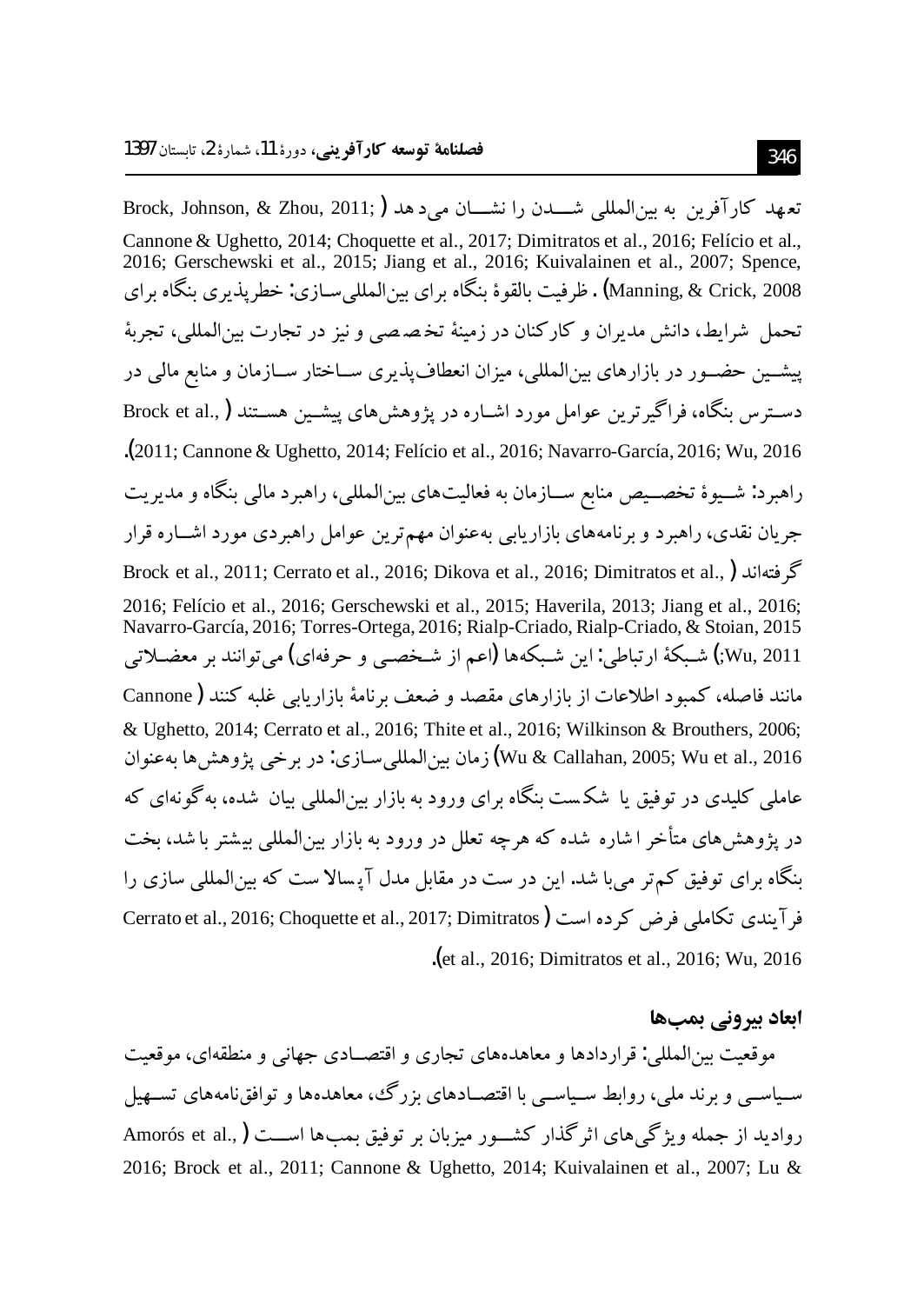تعهد کارآفرین به بین‌المللی شدن را نشان می‌دهد (Brock, Johnson, & Zhou, 2011; Cannone & Ughetto, 2014; Choquette et al., 2017; Dimitratos et al., 2016; Felício et al., 2016; Gerschewski et al., 2015; Jiang et al., 2016; Kuivalainen et al., 2007; Spence, Manning, & Crick, 2008). ظرفیت بالقوهٔ بنگاه برای بین‌المللی‌سازی: خطرپذیری بنگاه برای تحمل شرایط، دانش مدیران و کارکنان در زمینهٔ تخصصی و نیز در تجارت بین‌المللی، تجربهٔ پیشین حضور در بازارهای بین‌المللی، میزان انعطاف‌پذیری ساختار سازمان و منابع مالی در دسترس بنگاه، فراگیرترین عوامل مورد اشاره در پژوهش‌های پیشین هستند (Brock et al., 2011; Cannone & Ughetto, 2014; Felício et al., 2016; Navarro-García, 2016; Wu, 2016). راهبرد: شیوهٔ تخصیص منابع سازمان به فعالیت‌های بین‌المللی، راهبرد مالی بنگاه و مدیریت جریان نقدی، راهبرد و برنامه‌های بازاریابی به‌عنوان مهم‌ترین عوامل راهبردی مورد اشاره قرار گرفته‌اند (Brock et al., 2011; Cerrato et al., 2016; Dikova et al., 2016; Dimitratos et al., 2016; Felício et al., 2016; Gerschewski et al., 2015; Haverila, 2013; Jiang et al., 2016; Navarro-García, 2016; Torres-Ortega, 2016; Rialp-Criado, Rialp-Criado, & Stoian, 2015; Wu, 2011). شبکهٔ ارتباطی: این شبکه‌ها (اعم از شخصی و حرفه‌ای) می‌توانند بر معضلاتی مانند فاصله، کمبود اطلاعات از بازارهای مقصد و ضعف برنامهٔ بازاریابی غلبه کنند (Cannone & Ughetto, 2014; Cerrato et al., 2016; Thite et al., 2016; Wilkinson & Brouthers, 2006; Wu & Callahan, 2005; Wu et al., 2016) زمان بین‌المللی‌سازی: در برخی پژوهش‌ها به‌عنوان عاملی کلیدی در توفیق یا شکست بنگاه برای ورود به بازار بین‌المللی بیان شده، به‌گونه‌ای که در پژوهش‌های متأخر اشاره شده که هرچه تعلل در ورود به بازار بین‌المللی بیشتر باشد، بخت بنگاه برای توفیق کم‌تر می‌باشد. این درست در مقابل مدل آپسالا ست که بین‌المللی سازی را فرآیندی تکاملی فرض کرده است (Cerrato et al., 2016; Choquette et al., 2017; Dimitratos et al., 2016; Dimitratos et al., 2016; Wu, 2016).

## ابعاد بیرونی بمب‌ها

موقعیت بین‌المللی: قراردادها و معاهده‌های تجاری و اقتصادی جهانی و منطقه‌ای، موقعیت سیاسی و برند ملی، روابط سیاسی با اقتصادهای بزرگ، معاهده‌ها و توافق‌نامه‌های تسهیل روادید از جمله ویژگی‌های اثرگذار کشور میزبان بر توفیق بمب‌ها است (Amorós et al., 2016; Brock et al., 2011; Cannone & Ughetto, 2014; Kuivalainen et al., 2007; Lu &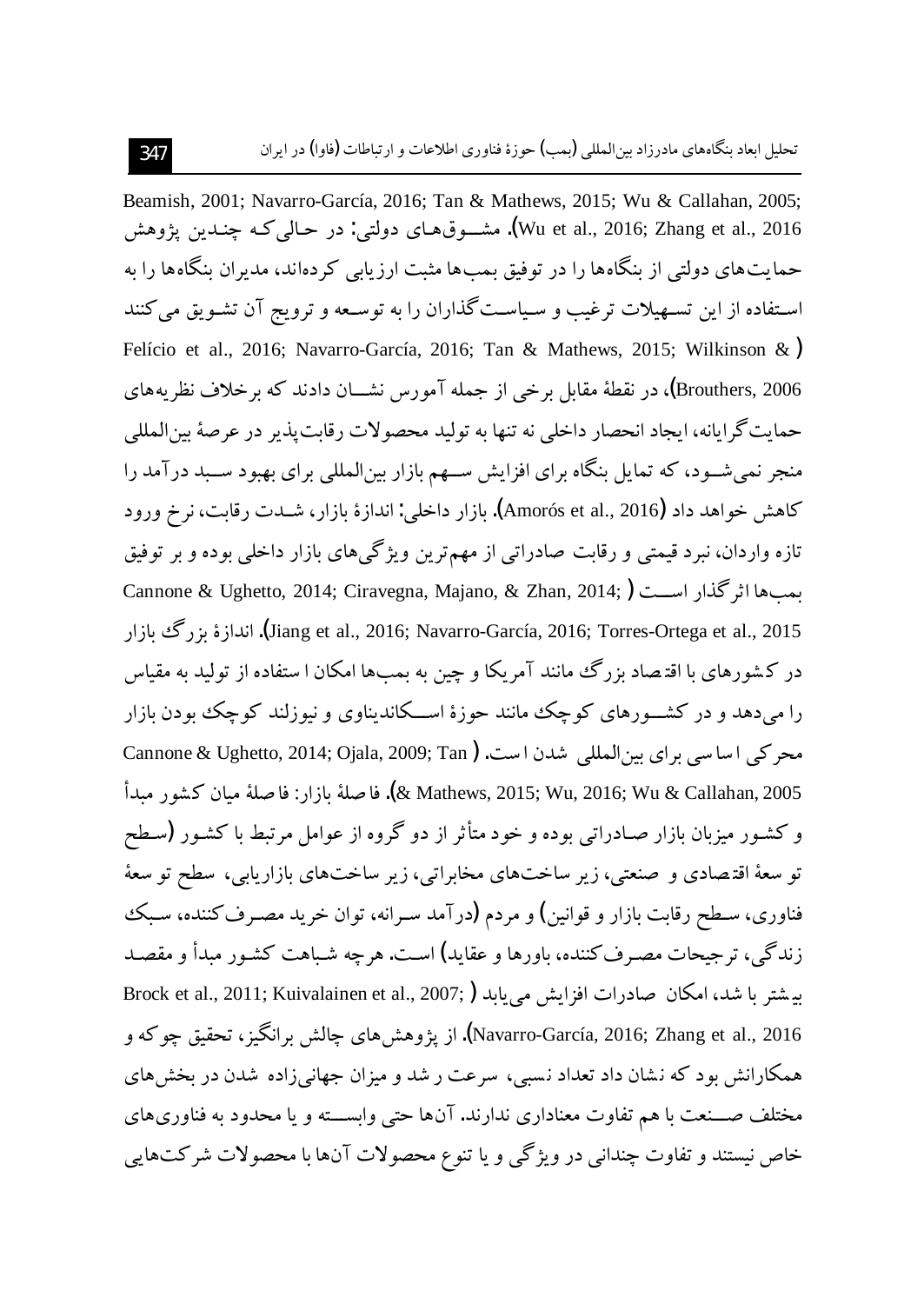Beamish, 2001; Navarro-García, 2016; Tan & Mathews, 2015; Wu & Callahan, 2005; Wu et al., 2016; Zhang et al., 2016). مشـــوق‌هـای دولتی: در حـالی‌کـه چنـدین پژوهش حمایت‌های دولتی از بنگاه‌ها را در توفیق بمب‌ها مثبت ارزیابی کرده‌اند، مدیران بنگاه‌ها را به اسـتفاده از این تسـهیلات ترغیب و سـیاسـت‌گذاران را به توسـعه و ترویج آن تشـویق می‌کنند (Felício et al., 2016; Navarro-García, 2016; Tan & Mathews, 2015; Wilkinson & Brouthers, 2006)، در نقطهٔ مقابل برخی از جمله آموروس نشـــان دادند که برخلاف نظریه‌های حمایت‌گرایانه، ایجاد انحصار داخلی نه تنها به تولید محصولات رقابت‌پذیر در عرصهٔ بین‌المللی منجر نمی‌شـود، که تمایل بنگاه برای افزایش سـهم بازار بین‌المللی برای بهبود سـبد درآمد را کاهش خواهد داد (Amorós et al., 2016). بازار داخلی: اندازهٔ بازار، شـدت رقابت، نرخ ورود تازه واردان، نبرد قیمتی و رقابت صادراتی از مهم‌ترین ویژگی‌های بازار داخلی بوده و بر توفیق بمب‌ها اثرگذار اســت (Cannone & Ughetto, 2014; Ciravegna, Majano, & Zhan, 2014; Jiang et al., 2016; Navarro-García, 2016; Torres-Ortega et al., 2015). اندازهٔ بزرگ بازار در کشورهای با اقتصاد بزرگ مانند آمریکا و چین به بمب‌ها امکان استفاده از تولید به مقیاس را می‌دهد و در کشـــورهای کوچک مانند حوزهٔ اســـکاندیناوی و نیوزلند کوچک بودن بازار محرکی اساسی برای بین‌المللی شدن است (Cannone & Ughetto, 2014; Ojala, 2009; Tan & Mathews, 2015; Wu, 2016; Wu & Callahan, 2005). فاصلهٔ بازار: فاصلهٔ میان کشور مبدأ و کشـور میزبان بازار صـادراتی بوده و خود متأثر از دو گروه از عوامل مرتبط با کشـور (سـطح توسعهٔ اقتصادی و صنعتی، زیرساخت‌های مخابراتی، زیرساخت‌های بازاریابی، سطح توسعهٔ فناوری، سـطح رقابت بازار و قوانین) و مردم (درآمد سـرانه، توان خرید مصـرف‌کننده، سـبک زندگی، ترجیحات مصـرف‌کننده، باورها و عقاید) اسـت. هرچه شـباهت کشـور مبدأ و مقصـد بیشتر باشد، امکان صادرات افزایش می‌یابد (Brock et al., 2011; Kuivalainen et al., 2007; Navarro-García, 2016; Zhang et al., 2016). از پژوهش‌های چالش برانگیز، تحقیق چوکه و همکارانش بود که نشان داد تعداد نسبی، سرعت رشد و میزان جهانی‌زاده شدن در بخش‌های مختلف صـــنعت با هم تفاوت معناداری ندارند. آن‌ها حتی وابســـته و یا محدود به فناوری‌های خاص نیستند و تفاوت چندانی در ویژگی و یا تنوع محصولات آن‌ها با محصولات شرکت‌هایی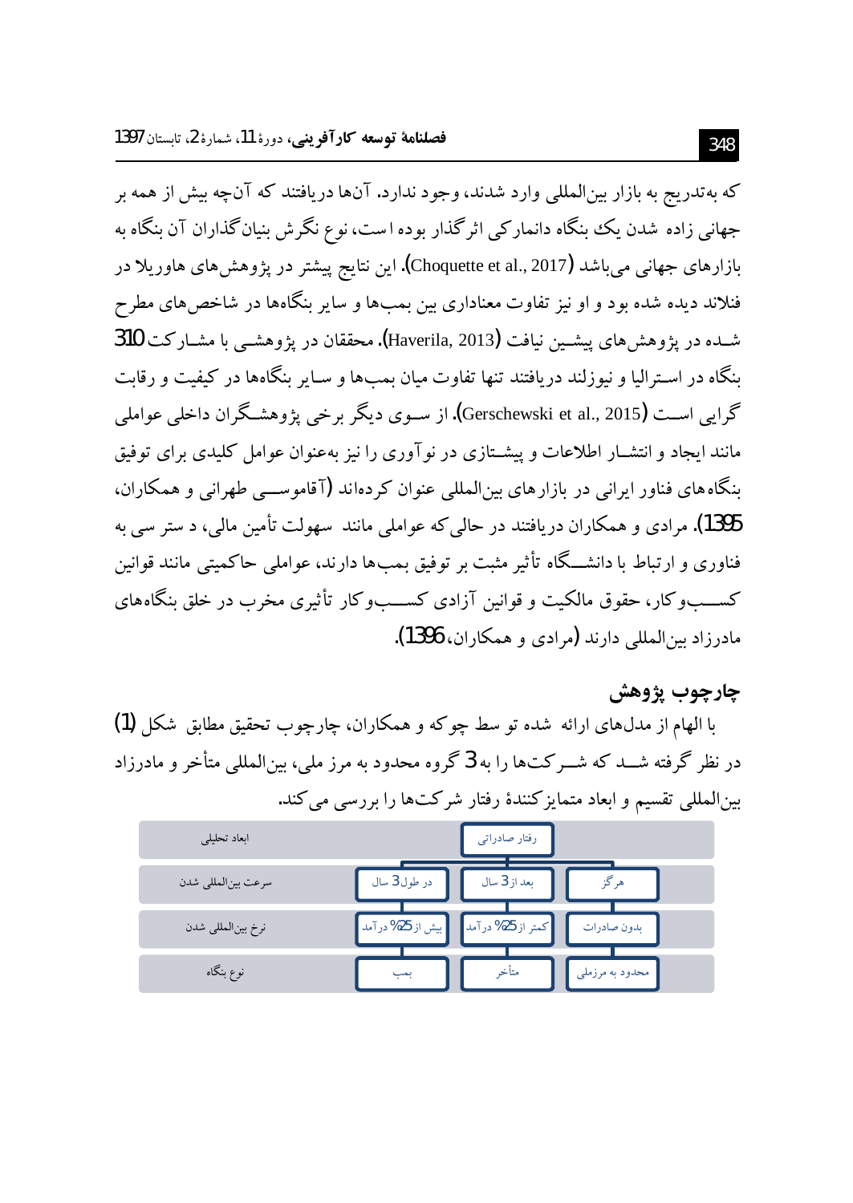که به‌تدریج به بازار بین‌المللی وارد شدند، وجود ندارد. آن‌ها دریافتند که آن‌چه بیش از همه بر جهانی زاده شدن یک بنگاه دانمارکی اثرگذار بوده است، نوع نگرش بنیان‌گذاران آن بنگاه به بازارهای جهانی می‌باشد (Choquette et al., 2017). این نتایج پیشتر در پژوهش‌های هاوریلا در فنلاند دیده شده بود و او نیز تفاوت معناداری بین بمب‌ها و سایر بنگاه‌ها در شاخص‌های مطرح شده در پژوهش‌های پیشین نیافت (Haverila, 2013). محققان در پژوهشی با مشارکت 310 بنگاه در استرالیا و نیوزلند دریافتند تنها تفاوت میان بمب‌ها و سایر بنگاه‌ها در کیفیت و رقابت گرایی است (Gerschewski et al., 2015). از سوی دیگر برخی پژوهشگران داخلی عواملی مانند ایجاد و انتشار اطلاعات و پیشتازی در نوآوری را نیز به‌عنوان عوامل کلیدی برای توفیق بنگاه‌های فناور ایرانی در بازارهای بین‌المللی عنوان کرده‌اند (آقاموسی طهرانی و همکاران، 1395). مرادی و همکاران دریافتند در حالی‌که عواملی مانند سهولت تأمین مالی، دسترسی به فناوری و ارتباط با دانشگاه تأثیر مثبت بر توفیق بمب‌ها دارند، عواملی حاکمیتی مانند قوانین کسب‌وکار، حقوق مالکیت و قوانین آزادی کسب‌وکار تأثیری مخرب در خلق بنگاه‌های مادرزاد بین‌المللی دارند (مرادی و همکاران، 1396).

## چارچوب پژوهش

با الهام از مدل‌های ارائه شده توسط چوکه و همکاران، چارچوب تحقیق مطابق شکل (1) در نظر گرفته شد که شرکت‌ها را به 3 گروه محدود به مرز ملی، بین‌المللی متأخر و مادرزاد بین‌المللی تقسیم و ابعاد متمایزکنندهٔ رفتار شرکت‌ها را بررسی می‌کند.

| ابعاد تحلیلی | رفتار صادراتی | | |
|---|---|---|---|
| سرعت بین‌المللی شدن | هرگز | بعد از 3 سال | در طول 3 سال |
| نرخ بین‌المللی شدن | بدون صادرات | کمتر از 25% درآمد | بیش از 25% درآمد |
| نوع بنگاه | محدود به مرزملی | متأخر | بمب |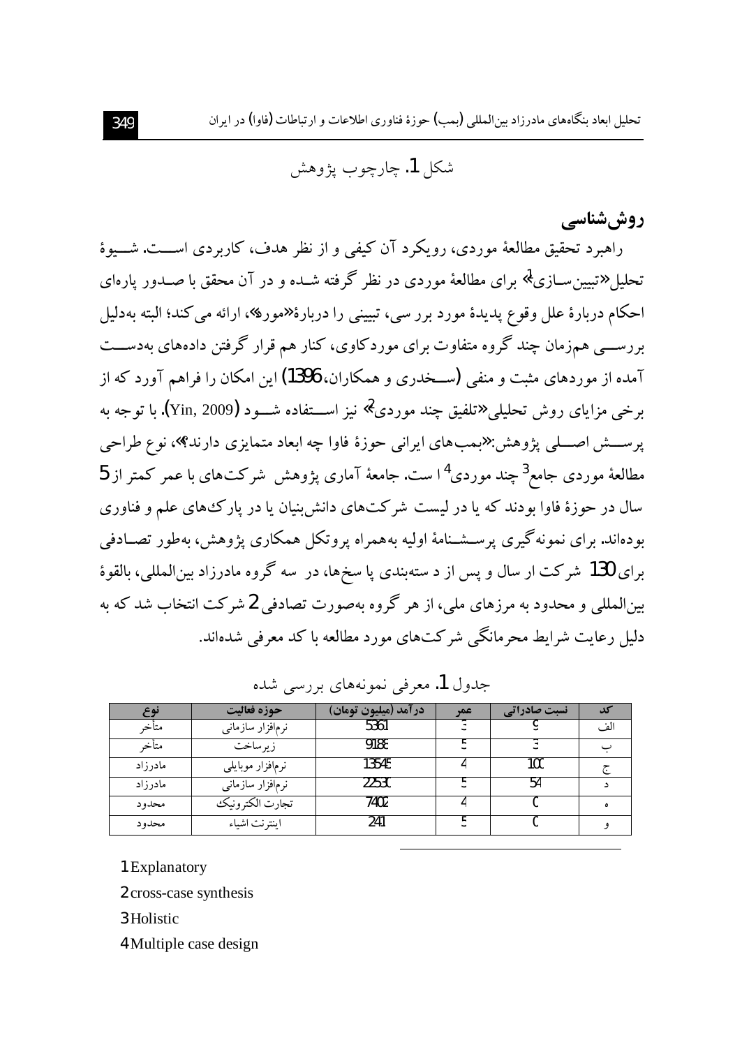شکل 1. چارچوب پژوهش

## روش‌شناسی

راهبرد تحقیق مطالعهٔ موردی، رویکرد آن کیفی و از نظر هدف، کاربردی اســـت. شـــیوهٔ تحلیل «تبیین‌سـازی»[1] برای مطالعهٔ موردی در نظر گرفته شـده و در آن محقق با صـدور پاره‌ای احکام دربارهٔ علل وقوع پدیدهٔ مورد بررسی، تبیینی را دربارهٔ «مورد»، ارائه می‌کند؛ البته به‌دلیل بررســـی هم‌زمان چند گروه متفاوت برای موردکاوی، کنار هم قرار گرفتن داده‌های به‌دســـت آمده از موردهای مثبت و منفی (ســـخدری و همکاران، 1396) این امکان را فراهم آورد که از برخی مزایای روش تحلیلی «تلفیق چند موردی»[2] نیز اســـتفاده شـــود (Yin, 2009). با توجه به پرســـش اصـــلی پژوهش: «بمب‌های ایرانی حوزهٔ فاوا چه ابعاد متمایزی دارند؟»، نوع طراحی مطالعهٔ موردی جامع[3] چند موردی[4] ا ست. جامعهٔ آماری پژوهش شرکت‌های با عمر کمتر از 5 سال در حوزهٔ فاوا بودند که یا در لیست شرکت‌های دانش‌بنیان یا در پارک‌های علم و فناوری بوده‌اند. برای نمونه‌گیری پرســـشـــنامهٔ اولیه به‌همراه پروتکل همکاری پژوهش، به‌طور تصـادفی برای 130 شرکت ار سال و پس از د سته‌بندی پا سخ‌ها، در سه گروه مادرزاد بین‌المللی، بالقوهٔ بین‌المللی و محدود به مرزهای ملی، از هر گروه به‌صورت تصادفی 2 شرکت انتخاب شد که به دلیل رعایت شرایط محرمانگی شرکت‌های مورد مطالعه با کد معرفی شده‌اند.

جدول 1. معرفی نمونه‌های بررسی شده

| کد | نسبت صادراتی | عمر | درآمد (میلیون تومان) | حوزه فعالیت | نوع |
|---|---|---|---|---|---|
| الف | 9 | 3 | 5361 | نرم‌افزار سازمانی | متأخر |
| ب | 3 | 5 | 9188 | زیرساخت | متأخر |
| ج | 100 | 4 | 13545 | نرم‌افزار موبایلی | مادرزاد |
| د | 54 | 5 | 22530 | نرم‌افزار سازمانی | مادرزاد |
| ه | 0 | 4 | 7402 | تجارت الکترونیک | محدود |
| و | 0 | 5 | 241 | اینترنت اشیاء | محدود |

---

1 Explanatory

2 cross-case synthesis

3 Holistic

4 Multiple case design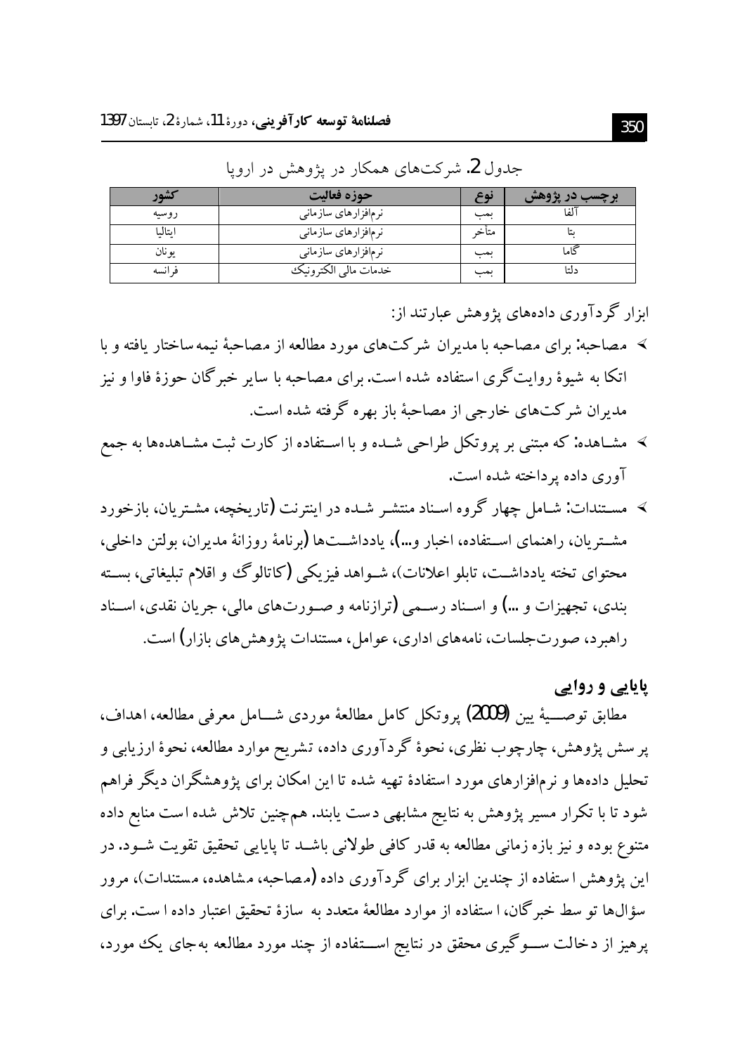جدول 2. شرکت‌های همکار در پژوهش در اروپا

| کشور | حوزه فعالیت | نوع | برچسب در پژوهش |
|---|---|---|---|
| روسیه | نرم‌افزارهای سازمانی | بمب | آلفا |
| ایتالیا | نرم‌افزارهای سازمانی | متأخر | بتا |
| یونان | نرم‌افزارهای سازمانی | بمب | گاما |
| فرانسه | خدمات مالی الکترونیک | بمب | دلتا |

ابزار گردآوری داده‌های پژوهش عبارتند از:

- مصاحبه: برای مصاحبه با مدیران شرکت‌های مورد مطالعه از مصاحبهٔ نیمه‌ساختار یافته و با اتکا به شیوهٔ روایت‌گری استفاده شده است. برای مصاحبه با سایر خبرگان حوزهٔ فاوا و نیز مدیران شرکت‌های خارجی از مصاحبهٔ باز بهره گرفته شده است.
- مشاهده: که مبتنی بر پروتکل طراحی شده و با استفاده از کارت ثبت مشاهده‌ها به جمع آوری داده پرداخته شده است.
- مستندات: شامل چهار گروه اسناد منتشر شده در اینترنت (تاریخچه، مشتریان، بازخورد مشتریان، راهنمای استفاده، اخبار و...)، یادداشت‌ها (برنامهٔ روزانهٔ مدیران، بولتن داخلی، محتوای تخته یادداشت، تابلو اعلانات)، شواهد فیزیکی (کاتالوگ و اقلام تبلیغاتی، بسته بندی، تجهیزات و ...) و اسناد رسمی (ترازنامه و صورت‌های مالی، جریان نقدی، اسناد راهبرد، صورت‌جلسات، نامه‌های اداری، عوامل، مستندات پژوهش‌های بازار) است.

## پایایی و روایی

مطابق توصیهٔ یین (2009) پروتکل کامل مطالعهٔ موردی شامل معرفی مطالعه، اهداف، پرسش پژوهش، چارچوب نظری، نحوهٔ گردآوری داده، تشریح موارد مطالعه، نحوهٔ ارزیابی و تحلیل داده‌ها و نرم‌افزارهای مورد استفادهٔ تهیه شده تا این امکان برای پژوهشگران دیگر فراهم شود تا با تکرار مسیر پژوهش به نتایج مشابهی دست یابند. هم‌چنین تلاش شده است منابع داده متنوع بوده و نیز بازه زمانی مطالعه به قدر کافی طولانی باشد تا پایایی تحقیق تقویت شود. در این پژوهش استفاده از چندین ابزار برای گردآوری داده (مصاحبه، مشاهده، مستندات)، مرور سؤال‌ها توسط خبرگان، استفاده از موارد مطالعهٔ متعدد به سازهٔ تحقیق اعتبار داده است. برای پرهیز از دخالت سوگیری محقق در نتایج استفاده از چند مورد مطالعه به‌جای یک مورد،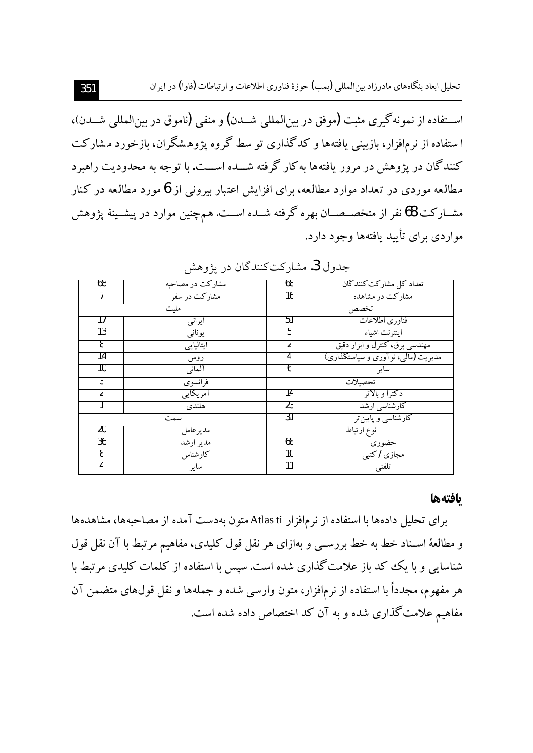اســتفاده از نمونه‌گیری مثبت (موفق در بین‌المللی شــدن) و منفی (ناموق در بین‌المللی شــدن)، ا ستفاده از نرم‌افزار، بازبینی یافته‌ها و کدگذاری تو سط گروه پژوهشگران، بازخورد مشارکت کنندگان در پژوهش در مرور یافته‌ها به‌کار گرفته شــده اســت. با توجه به محدودیت راهبرد مطالعه موردی در تعداد موارد مطالعه، برای افزایش اعتبار بیرونی از 6 مورد مطالعه در کنار مشــارکت 68 نفر از متخصــصــان بهره گرفته شــده اســت. هم‌چنین موارد در پیشــینهٔ پژوهش مواردی برای تأیید یافته‌ها وجود دارد.

جدول 3. مشارکت‌کنندگان در پژوهش

| تعداد کل مشارکت کنندگان | 68 | مشارکت در مصاحبه | 68 |
|---|---|---|---|
| مشارکت در مشاهده | 16 | مشارکت در سفر | 7 |
| تخصص | | ملیت | |
| فناوری اطلاعات | 51 | ایرانی | 17 |
| اینترنت اشیاء | 5 | یونانی | 13 |
| مهندسی برق، کنترل و ابزار دقیق | 2 | ایتالیایی | 6 |
| مدیریت (مالی، نوآوری و سیاستگذاری) | 4 | روس | 14 |
| سایر | 6 | آلمانی | 10 |
| تحصیلات | | فرانسوی | 5 |
| دکترا و بالاتر | 14 | آمریکایی | 2 |
| کارشناسی ارشد | 23 | هلندی | 1 |
| کارشناسی و پایین‌تر | 31 | سمت | |
| نوع ارتباط | | مدیرعامل | 20 |
| حضوری | 68 | مدیر ارشد | 36 |
| مجازی / کتبی | 10 | کارشناس | 6 |
| تلفنی | 11 | سایر | 4 |

## یافته‌ها

برای تحلیل داده‌ها با استفاده از نرم‌افزار Atlas ti متون به‌دست آمده از مصاحبه‌ها، مشاهده‌ها و مطالعهٔ اســناد خط به خط بررســی و به‌ازای هر نقل قول کلیدی، مفاهیم مرتبط با آن نقل قول شناسایی و با یک کد باز علامت‌گذاری شده است. سپس با استفاده از کلمات کلیدی مرتبط با هر مفهوم، مجدداً با استفاده از نرم‌افزار، متون وارسی شده و جمله‌ها و نقل قول‌های متضمن آن مفاهیم علامت‌گذاری شده و به آن کد اختصاص داده شده است.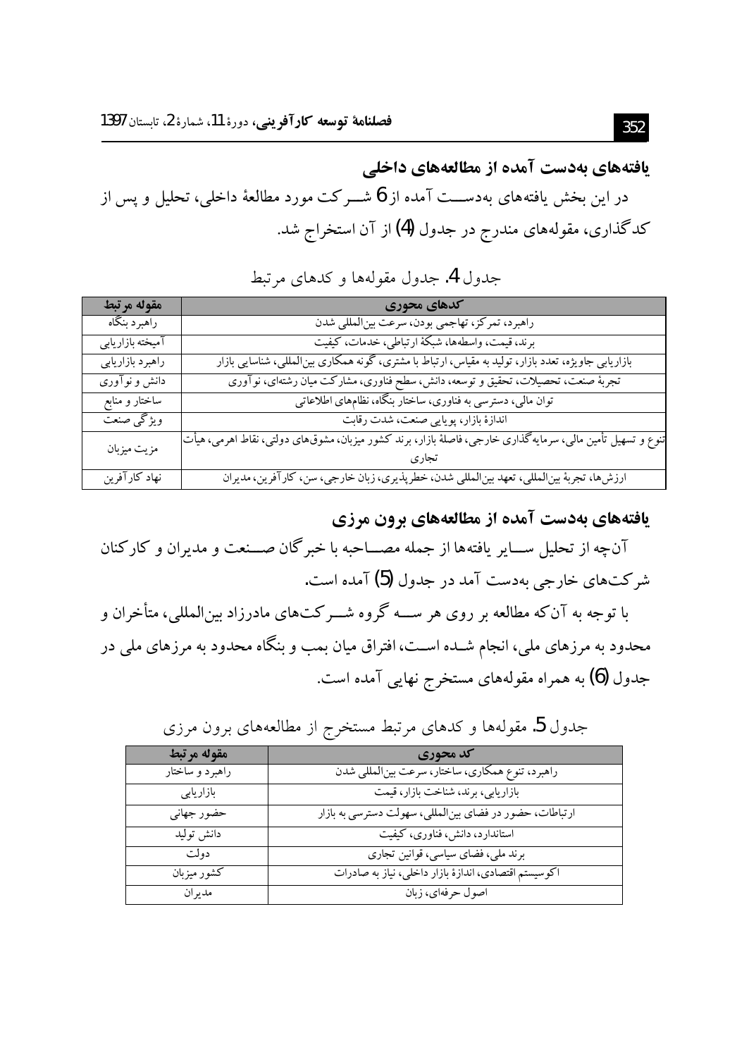### یافته‌های به‌دست آمده از مطالعه‌های داخلی

در این بخش یافته‌های به‌دســـت آمده از 6 شـــرکت مورد مطالعهٔ داخلی، تحلیل و پس از کدگذاری، مقوله‌های مندرج در جدول (4) از آن استخراج شد.

جدول 4. جدول مقوله‌ها و کدهای مرتبط

| کدهای محوری | مقوله مرتبط |
|---|---|
| راهبرد، تمرکز، تهاجمی بودن، سرعت بین‌المللی شدن | راهبرد بنگاه |
| برند، قیمت، واسطه‌ها، شبکهٔ ارتباطی، خدمات، کیفیت | آمیخته بازاریابی |
| بازاریابی جاویژه، تعدد بازار، تولید به مقیاس، ارتباط با مشتری، گونه همکاری بین‌المللی، شناسایی بازار | راهبرد بازاریابی |
| تجربهٔ صنعت، تحصیلات، تحقیق و توسعه، دانش، سطح فناوری، مشارکت میان رشته‌ای، نوآوری | دانش و نوآوری |
| توان مالی، دسترسی به فناوری، ساختار بنگاه، نظام‌های اطلاعاتی | ساختار و منابع |
| اندازهٔ بازار، پویایی صنعت، شدت رقابت | ویژگی صنعت |
| تنوع و تسهیل تأمین مالی، سرمایه‌گذاری خارجی، فاصلهٔ بازار، برند کشور میزبان، مشوق‌های دولتی، نقاط اهرمی، هیأت تجاری | مزیت میزبان |
| ارزش‌ها، تجربهٔ بین‌المللی، تعهد بین‌المللی شدن، خطرپذیری، زبان خارجی، سن، کارآفرین، مدیران | نهاد کارآفرین |

### یافته‌های به‌دست آمده از مطالعه‌های برون مرزی

آن‌چه از تحلیل ســـایر یافته‌ها از جمله مصـــاحبه با خبرگان صـــنعت و مدیران و کارکنان شرکت‌های خارجی به‌دست آمد در جدول (5) آمده است.

با توجه به آن‌که مطالعه بر روی هر ســـه گروه شـــرکت‌های مادرزاد بین‌المللی، متأخران و محدود به مرزهای ملی، انجام شـــده اســـت، افتراق میان بمب و بنگاه محدود به مرزهای ملی در جدول (6) به همراه مقوله‌های مستخرج نهایی آمده است.

جدول 5. مقوله‌ها و کدهای مرتبط مستخرج از مطالعه‌های برون مرزی

| کد محوری | مقوله مرتبط |
|---|---|
| راهبرد، تنوع همکاری، ساختار، سرعت بین‌المللی شدن | راهبرد و ساختار |
| بازاریابی، برند، شناخت بازار، قیمت | بازاریابی |
| ارتباطات، حضور در فضای بین‌المللی، سهولت دسترسی به بازار | حضور جهانی |
| استاندارد، دانش، فناوری، کیفیت | دانش تولید |
| برند ملی، فضای سیاسی، قوانین تجاری | دولت |
| اکوسیستم اقتصادی، اندازهٔ بازار داخلی، نیاز به صادرات | کشور میزبان |
| اصول حرفه‌ای، زبان | مدیران |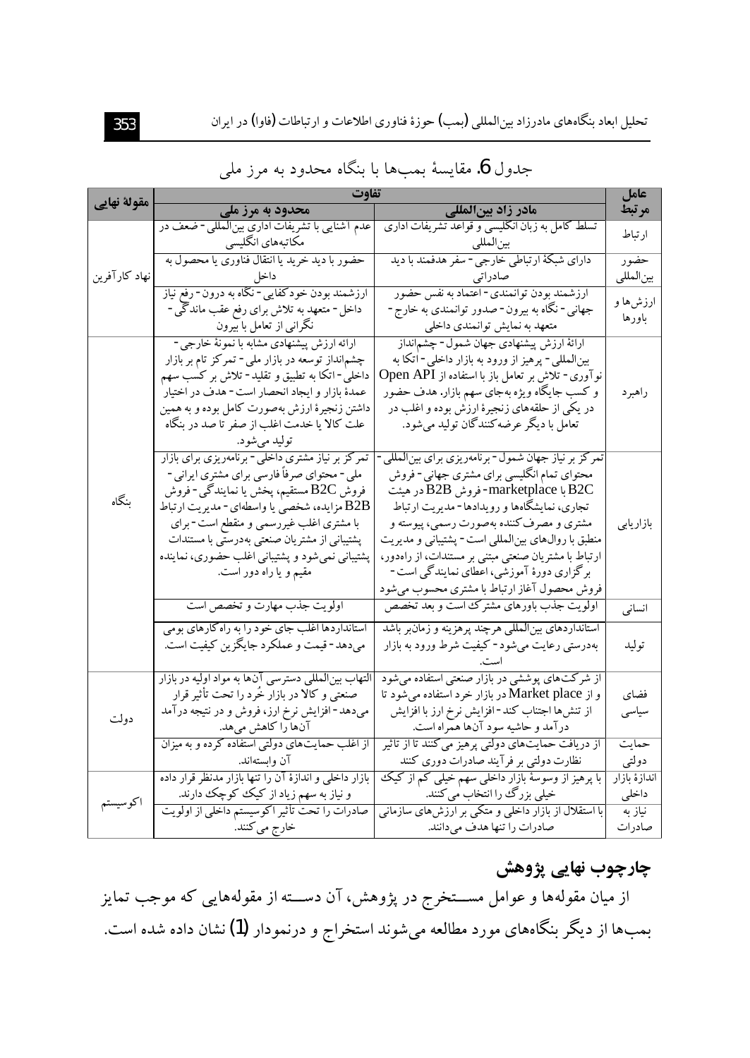جدول 6. مقایسهٔ بمب‌ها با بنگاه محدود به مرز ملی

| مقولهٔ نهایی | تفاوت | | عامل مرتبط |
|---|---|---|---|
| | محدود به مرز ملی | مادر زاد بین‌المللی | |
| نهاد کارآفرین | عدم آشنایی با تشریفات اداری بین‌المللی - ضعف در مکاتبه‌های انگلیسی | تسلط کامل به زبان انگلیسی و قواعد تشریفات اداری بین‌المللی | ارتباط |
| | حضور با دید خرید یا انتقال فناوری یا محصول به داخل | دارای شبکهٔ ارتباطی خارجی - سفر هدفمند با دید صادراتی | حضور بین‌المللی |
| | ارزشمند بودن خودکفایی - نگاه به درون - رفع نیاز داخل - متعهد به تلاش برای رفع عقب ماندگی - نگرانی از تعامل با بیرون | ارزشمند بودن توانمندی - اعتماد به نفس حضور جهانی - نگاه به بیرون - صدور توانمندی به خارج - متعهد به نمایش توانمندی داخلی | ارزش‌ها و باورها |
| بنگاه | ارائه ارزش پیشنهادی مشابه با نمونهٔ خارجی - چشم‌انداز توسعه در بازار ملی - تمرکز تام بر بازار داخلی - اتکا به تطبیق و تقلید - تلاش بر کسب سهم عمدهٔ بازار و ایجاد انحصار است - هدف در اختیار داشتن زنجیرهٔ ارزش به‌صورت کامل بوده و به همین علت کالا یا خدمت اغلب از صفر تا صد در بنگاه تولید می‌شود. | ارائهٔ ارزش پیشنهادی جهان شمول - چشم‌انداز بین‌المللی - پرهیز از ورود به بازار داخلی - اتکا به نوآوری - تلاش بر تعامل باز با استفاده از Open API و کسب جایگاه ویژه به‌جای سهم بازار. هدف حضور در یکی از حلقه‌های زنجیرهٔ ارزش بوده و اغلب در تعامل با دیگر عرضه‌کنندگان تولید می‌شود. | راهبرد |
| | تمرکز بر نیاز مشتری داخلی - برنامه‌ریزی برای بازار ملی - محتوای صرفاً فارسی برای مشتری ایرانی - فروش B2C مستقیم، پخش یا نمایندگی - فروش B2B مزایده، شخصی یا واسطه‌ای - مدیریت ارتباط با مشتری اغلب غیررسمی و منقطع است - برای پشتیبانی از مشتریان صنعتی به‌درستی با مستندات پشتیبانی نمی‌شود و پشتیبانی اغلب حضوری، نماینده مقیم و یا راه دور است. | تمرکز بر نیاز جهان شمول - برنامه‌ریزی برای بین‌المللی - محتوای تمام انگلیسی برای مشتری جهانی - فروش B2C با marketplace - فروش B2B در هیئت تجاری، نمایشگاه‌ها و رویدادها - مدیریت ارتباط مشتری و مصرف‌کننده به‌صورت رسمی، پیوسته و منطبق با روال‌های بین‌المللی است - پشتیبانی و مدیریت ارتباط با مشتریان صنعتی مبتنی بر مستندات، از راه‌دور، برگزاری دورهٔ آموزشی، اعطای نمایندگی است - فروش محصول آغاز ارتباط با مشتری محسوب می‌شود | بازاریابی |
| | اولویت جذب مهارت و تخصص است | اولویت جذب باورهای مشترک است و بعد تخصص | انسانی |
| | استانداردها اغلب جای خود را به راه‌کارهای بومی می‌دهد - قیمت و عملکرد جایگزین کیفیت است. | استانداردهای بین‌المللی هرچند پرهزینه و زمان‌بر باشد به‌درستی رعایت می‌شود - کیفیت شرط ورود به بازار است. | تولید |
| دولت | التهاب بین‌المللی دسترسی آن‌ها به مواد اولیه در بازار صنعتی و کالا در بازار خُرد را تحت تأثیر قرار می‌دهد - افزایش نرخ ارز، فروش و در نتیجه درآمد آن‌ها را کاهش می‌دهد. | از شرکت‌های پوششی در بازار صنعتی استفاده می‌شود و از Market place در بازار خرد استفاده می‌شود تا از تنش‌ها اجتناب کند - افزایش نرخ ارز با افزایش درآمد و حاشیه سود آن‌ها همراه است. | فضای سیاسی |
| | از اغلب حمایت‌های دولتی استفاده کرده و به میزان آن وابسته‌اند. | از دریافت حمایت‌های دولتی پرهیز می‌کنند تا از تاثیر نظارت دولتی بر فرآیند صادرات دوری کنند | حمایت دولتی |
| اکوسیستم | بازار داخلی و اندازهٔ آن را تنها بازار مدنظر قرار داده و نیاز به سهم زیاد از کیک کوچک دارند. | با پرهیز از وسوسهٔ بازار داخلی سهم خیلی کم از کیک خیلی بزرگ را انتخاب می‌کنند. | اندازهٔ بازار داخلی |
| | صادرات را تحت تأثیر اکوسیستم داخلی از اولویت خارج می‌کنند. | با استقلال از بازار داخلی و متکی بر ارزش‌های سازمانی صادرات را تنها هدف می‌دانند. | نیاز به صادرات |

## چارچوب نهایی پژوهش

از میان مقوله‌ها و عوامل مســـتخرج در پژوهش، آن دســـته از مقوله‌هایی که موجب تمایز بمب‌ها از دیگر بنگاه‌های مورد مطالعه می‌شوند استخراج و درنمودار (1) نشان داده شده است.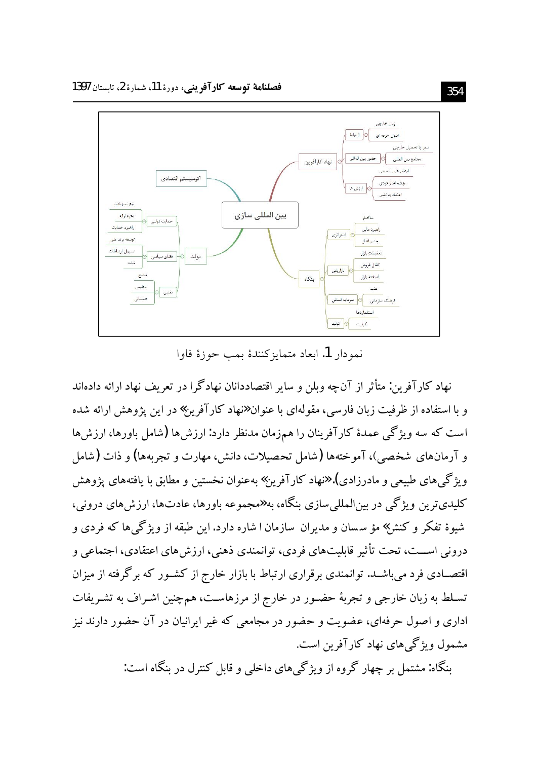نمودار 1. ابعاد متمایزکنندهٔ بمب حوزهٔ فاوا

نهاد کارآفرین: متأثر از آن‌چه وبلن و سایر اقتصاددانان نهادگرا در تعریف نهاد ارائه داده‌اند و با استفاده از ظرفیت زبان فارسی، مقوله‌ای با عنوان«نهاد کارآفرین» در این پژوهش ارائه شده است که سه ویژگی عمدهٔ کارآفرینان را هم‌زمان مدنظر دارد: ارزش‌ها (شامل باورها، ارزش‌ها و آرمان‌های شخصی)، آموخته‌ها (شامل تحصیلات، دانش، مهارت و تجربه‌ها) و ذات (شامل ویژگی‌های طبیعی و مادرزادی).«نهاد کارآفرین» به‌عنوان نخستین و مطابق با یافته‌های پژوهش کلیدی‌ترین ویژگی در بین‌المللی‌سازی بنگاه، به«مجموعه باورها، عادت‌ها، ارزش‌های درونی، شیوهٔ تفکر و کنش» مؤ سسان و مدیران سازمان ا شاره دارد. این طبقه از ویژگی‌ها که فردی و درونی اســت، تحت تأثیر قابلیت‌های فردی، توانمندی ذهنی، ارزش‌های اعتقادی، اجتماعی و اقتصــادی فرد می‌باشــد. توانمندی برقراری ارتباط با بازار خارج از کشــور که برگرفته از میزان تسـلط به زبان خارجی و تجربهٔ حضـور در خارج از مرزهاسـت، هم‌چنین اشـراف به تشـریفات اداری و اصول حرفه‌ای، عضویت و حضور در مجامعی که غیر ایرانیان در آن حضور دارند نیز مشمول ویژگی‌های نهاد کارآفرین است.

بنگاه: مشتمل بر چهار گروه از ویژگی‌های داخلی و قابل کنترل در بنگاه است: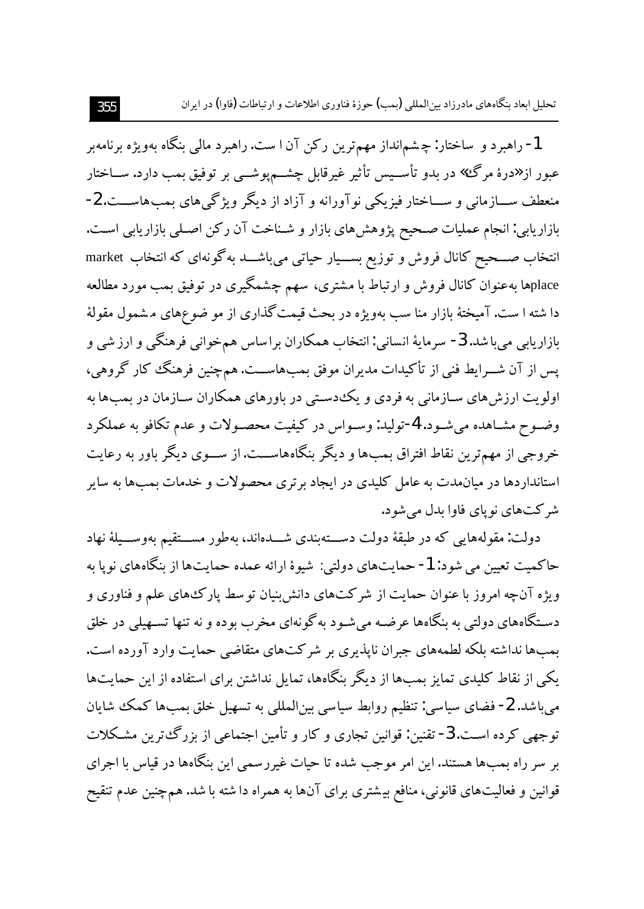1- راهبرد و ساختار: چشم‌انداز مهم‌ترین رکن آن است. راهبرد مالی بنگاه به‌ویژه برنامه‌بر عبور از «درهٔ مرگ» در بدو تأسیس تأثیر غیرقابل چشم‌پوشی بر توفیق بمب دارد. ساختار منعطف سازمانی و ساختار فیزیکی نوآورانه و آزاد از دیگر ویژگی‌های بمب‌هاست. 2- بازاریابی: انجام عملیات صحیح پژوهش‌های بازار و شناخت آن رکن اصلی بازاریابی است. انتخاب صحیح کانال فروش و توزیع بسیار حیاتی می‌باشد به‌گونه‌ای که انتخاب market placeها به‌عنوان کانال فروش و ارتباط با مشتری، سهم چشمگیری در توفیق بمب مورد مطالعه داشته است. آمیختهٔ بازار مناسب به‌ویژه در بحث قیمت‌گذاری از موضوع‌های مشمول مقولهٔ بازاریابی می‌باشد. 3- سرمایهٔ انسانی: انتخاب همکاران براساس هم‌خوانی فرهنگی و ارزشی و پس از آن شرایط فنی از تأکیدات مدیران موفق بمب‌هاست. هم‌چنین فرهنگ کار گروهی، اولویت ارزش‌های سازمانی به فردی و یک‌دستی در باورهای همکاران سازمان در بمب‌ها به وضوح مشاهده می‌شود. 4- تولید: وسواس در کیفیت محصولات و عدم تکافو به عملکرد خروجی از مهم‌ترین نقاط افتراق بمب‌ها و دیگر بنگاه‌هاست. از سوی دیگر باور به رعایت استانداردها در میان‌مدت به عامل کلیدی در ایجاد برتری محصولات و خدمات بمب‌ها به سایر شرکت‌های نوپای فاوا بدل می‌شود.

دولت: مقوله‌هایی که در طبقهٔ دولت دسته‌بندی شده‌اند، به‌طور مستقیم به‌وسیلهٔ نهاد حاکمیت تعیین می‌شود: 1- حمایت‌های دولتی: شیوهٔ ارائه عمده حمایت‌ها از بنگاه‌های نوپا به ویژه آن‌چه امروز با عنوان حمایت از شرکت‌های دانش‌بنیان توسط پارک‌های علم و فناوری و دستگاه‌های دولتی به بنگاه‌ها عرضه می‌شود به‌گونه‌ای مخرب بوده و نه تنها تسهیلی در خلق بمب‌ها نداشته بلکه لطمه‌های جبران ناپذیری بر شرکت‌های متقاضی حمایت وارد آورده است. یکی از نقاط کلیدی تمایز بمب‌ها از دیگر بنگاه‌ها، تمایل نداشتن برای استفاده از این حمایت‌ها می‌باشد. 2- فضای سیاسی: تنظیم روابط سیاسی بین‌المللی به تسهیل خلق بمب‌ها کمک شایان توجهی کرده است. 3- تقنین: قوانین تجاری و کار و تأمین اجتماعی از بزرگ‌ترین مشکلات بر سر راه بمب‌ها هستند. این امر موجب شده تا حیات غیررسمی این بنگاه‌ها در قیاس با اجرای قوانین و فعالیت‌های قانونی، منافع بیشتری برای آن‌ها به همراه داشته باشد. هم‌چنین عدم تنقیح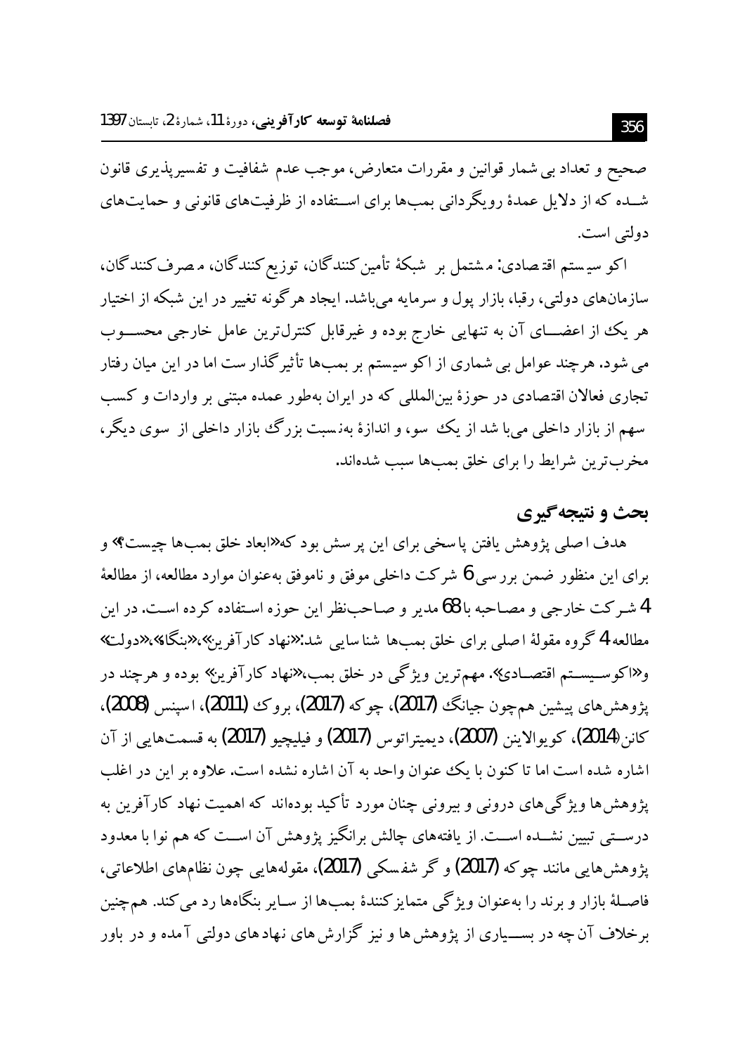صحیح و تعداد بی شمار قوانین و مقررات متعارض، موجب عدم شفافیت و تفسیرپذیری قانون شده که از دلایل عمدهٔ رویگردانی بمب‌ها برای استفاده از ظرفیت‌های قانونی و حمایت‌های دولتی است.

اکو سیستم اقتصادی: مشتمل بر شبکهٔ تأمین‌کنندگان، توزیع‌کنندگان، مصرف‌کنندگان، سازمان‌های دولتی، رقبا، بازار پول و سرمایه می‌باشد. ایجاد هرگونه تغییر در این شبکه از اختیار هر یک از اعضای آن به تنهایی خارج بوده و غیرقابل کنترل‌ترین عامل خارجی محسوب می‌شود. هرچند عوامل بی شماری از اکو سیستم بر بمب‌ها تأثیرگذار ست اما در این میان رفتار تجاری فعالان اقتصادی در حوزهٔ بین‌المللی که در ایران به‌طور عمده مبتنی بر واردات و کسب سهم از بازار داخلی می‌باشد از یک سو، و اندازهٔ به‌نسبت بزرگ بازار داخلی از سوی دیگر، مخرب‌ترین شرایط را برای خلق بمب‌ها سبب شده‌اند.

## بحث و نتیجه‌گیری

هدف اصلی پژوهش یافتن پاسخی برای این پرسش بود که «ابعاد خلق بمب‌ها چیست؟» و برای این منظور ضمن بررسی 6 شرکت داخلی موفق و ناموفق به‌عنوان موارد مطالعه، از مطالعهٔ 4 شرکت خارجی و مصاحبه با 68 مدیر و صاحب‌نظر این حوزه استفاده کرده است. در این مطالعه 4 گروه مقولهٔ اصلی برای خلق بمب‌ها شناسایی شد: «نهاد کارآفرین»، «بنگاه»، «دولت» و «اکوسیستم اقتصادی». مهم‌ترین ویژگی در خلق بمب، «نهاد کارآفرین» بوده و هرچند در پژوهش‌های پیشین هم‌چون جیانگ (2017)، چوکه (2017)، بروک (2011)، اسپنس (2008)، کانن (2014)، کویوالاینن (2007)، دیمیتراتوس (2017) و فیلیچیو (2017) به قسمت‌هایی از آن اشاره شده است اما تا کنون با یک عنوان واحد به آن اشاره نشده است. علاوه بر این در اغلب پژوهش‌ها ویژگی‌های درونی و بیرونی چنان مورد تأکید بوده‌اند که اهمیت نهاد کارآفرین به درستی تبیین نشده است. از یافته‌های چالش برانگیز پژوهش آن است که هم نوا با معدود پژوهش‌هایی مانند چوکه (2017) و گرشفسکی (2017)، مقوله‌هایی چون نظام‌های اطلاعاتی، فاصلهٔ بازار و برند را به‌عنوان ویژگی متمایزکنندهٔ بمب‌ها از سایر بنگاه‌ها رد می‌کند. هم‌چنین برخلاف آن‌چه در بسیاری از پژوهش‌ها و نیز گزارش‌های نهادهای دولتی آمده و در باور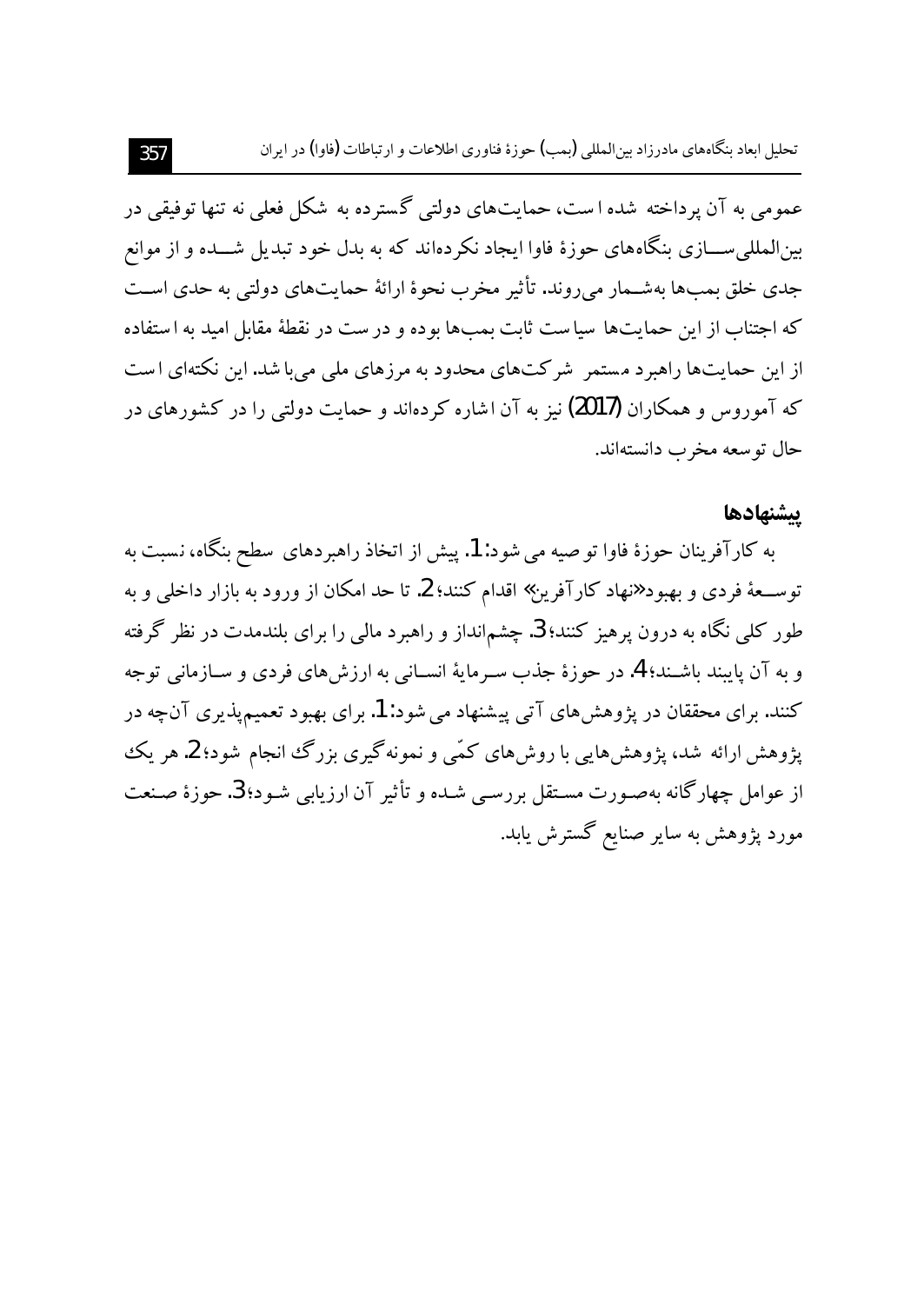عمومی به آن پرداخته شده است، حمایت‌های دولتی گسترده به شکل فعلی نه تنها توفیقی در بین‌المللی‌سازی بنگاه‌های حوزهٔ فاوا ایجاد نکرده‌اند که به بدل خود تبدیل شده و از موانع جدی خلق بمب‌ها به‌شمار می‌روند. تأثیر مخرب نحوهٔ ارائهٔ حمایت‌های دولتی به حدی است که اجتناب از این حمایت‌ها سیاست ثابت بمب‌ها بوده و درست در نقطهٔ مقابل امید به استفاده از این حمایت‌ها راهبرد مستمر شرکت‌های محدود به مرزهای ملی می‌باشد. این نکته‌ای است که آموروس و همکاران (2017) نیز به آن اشاره کرده‌اند و حمایت دولتی را در کشورهای در حال توسعه مخرب دانسته‌اند.

## پیشنهادها

به کارآفرینان حوزهٔ فاوا توصیه می‌شود: 1. پیش از اتخاذ راهبردهای سطح بنگاه، نسبت به توسعهٔ فردی و بهبود «نهاد کارآفرین» اقدام کنند؛ 2. تا حد امکان از ورود به بازار داخلی و به طور کلی نگاه به درون پرهیز کنند؛ 3. چشم‌انداز و راهبرد مالی را برای بلندمدت در نظر گرفته و به آن پایبند باشند؛ 4. در حوزهٔ جذب سرمایهٔ انسانی به ارزش‌های فردی و سازمانی توجه کنند. برای محققان در پژوهش‌های آتی پیشنهاد می‌شود: 1. برای بهبود تعمیم‌پذیری آن‌چه در پژوهش ارائه شد، پژوهش‌هایی با روش‌های کمّی و نمونه‌گیری بزرگ انجام شود؛ 2. هر یک از عوامل چهارگانه به‌صورت مستقل بررسی شده و تأثیر آن ارزیابی شود؛ 3. حوزهٔ صنعت مورد پژوهش به سایر صنایع گسترش یابد.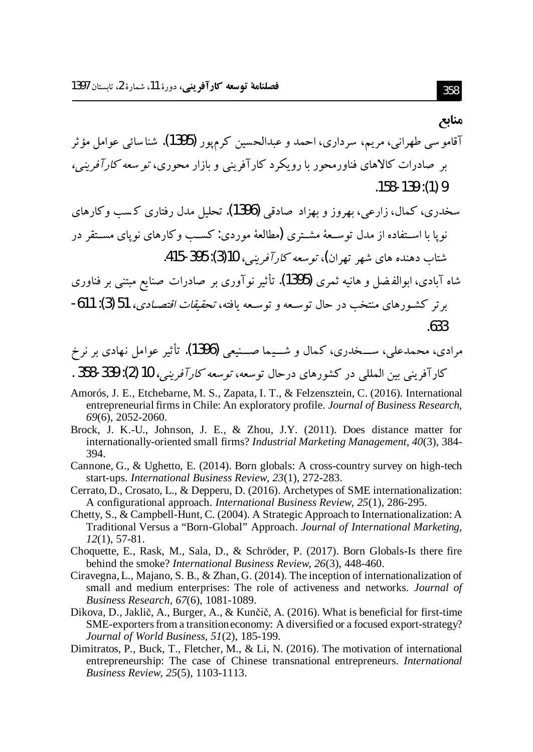## منابع

آقاموسی طهرانی، مریم، سرداری، احمد و عبدالحسین کرم‌پور (1395). شناسائی عوامل مؤثر بر صادرات کالاهای فناورمحور با رویکرد کارآفرینی و بازار محوری، *توسعه کارآفرینی*، 9 (1): 139-158.

سخدری، کمال، زارعی، بهروز و بهزاد صادقی (1396). تحلیل مدل رفتاری کسب وکارهای نوپا با استفاده از مدل توسعهٔ مشتری (مطالعهٔ موردی: کسب وکارهای نوپای مستقر در شتاب دهنده های شهر تهران)، *توسعه کارآفرینی*، 10(3): 395-415.

شاه آبادی، ابوالفضل و هانیه ثمری (1395). تأثیر نوآوری بر صادرات صنایع مبتنی بر فناوری برتر کشورهای منتخب در حال توسعه و توسعه یافته، *تحقیقات اقتصادی*، 51 (3): 611-633.

مرادی، محمدعلی، سخدری، کمال و شیما صنیعی (1396). تأثیر عوامل نهادی بر نرخ کارآفرینی بین المللی در کشورهای درحال توسعه، *توسعه کارآفرینی*، 10 (2): 339-358 .

Amorós, J. E., Etchebarne, M. S., Zapata, I. T., & Felzensztein, C. (2016). International entrepreneurial firms in Chile: An exploratory profile. *Journal of Business Research, 69*(6), 2052-2060.

Brock, J. K.-U., Johnson, J. E., & Zhou, J.Y. (2011). Does distance matter for internationally-oriented small firms? *Industrial Marketing Management, 40*(3), 384-394.

Cannone, G., & Ughetto, E. (2014). Born globals: A cross-country survey on high-tech start-ups. *International Business Review, 23*(1), 272-283.

Cerrato, D., Crosato, L., & Depperu, D. (2016). Archetypes of SME internationalization: A configurational approach. *International Business Review, 25*(1), 286-295.

Chetty, S., & Campbell-Hunt, C. (2004). A Strategic Approach to Internationalization: A Traditional Versus a "Born-Global" Approach. *Journal of International Marketing, 12*(1), 57-81.

Choquette, E., Rask, M., Sala, D., & Schröder, P. (2017). Born Globals-Is there fire behind the smoke? *International Business Review, 26*(3), 448-460.

Ciravegna, L., Majano, S. B., & Zhan, G. (2014). The inception of internationalization of small and medium enterprises: The role of activeness and networks. *Journal of Business Research, 67*(6), 1081-1089.

Dikova, D., Jaklič, A., Burger, A., & Kunčič, A. (2016). What is beneficial for first-time SME-exporters from a transition economy: A diversified or a focused export-strategy? *Journal of World Business, 51*(2), 185-199.

Dimitratos, P., Buck, T., Fletcher, M., & Li, N. (2016). The motivation of international entrepreneurship: The case of Chinese transnational entrepreneurs. *International Business Review, 25*(5), 1103-1113.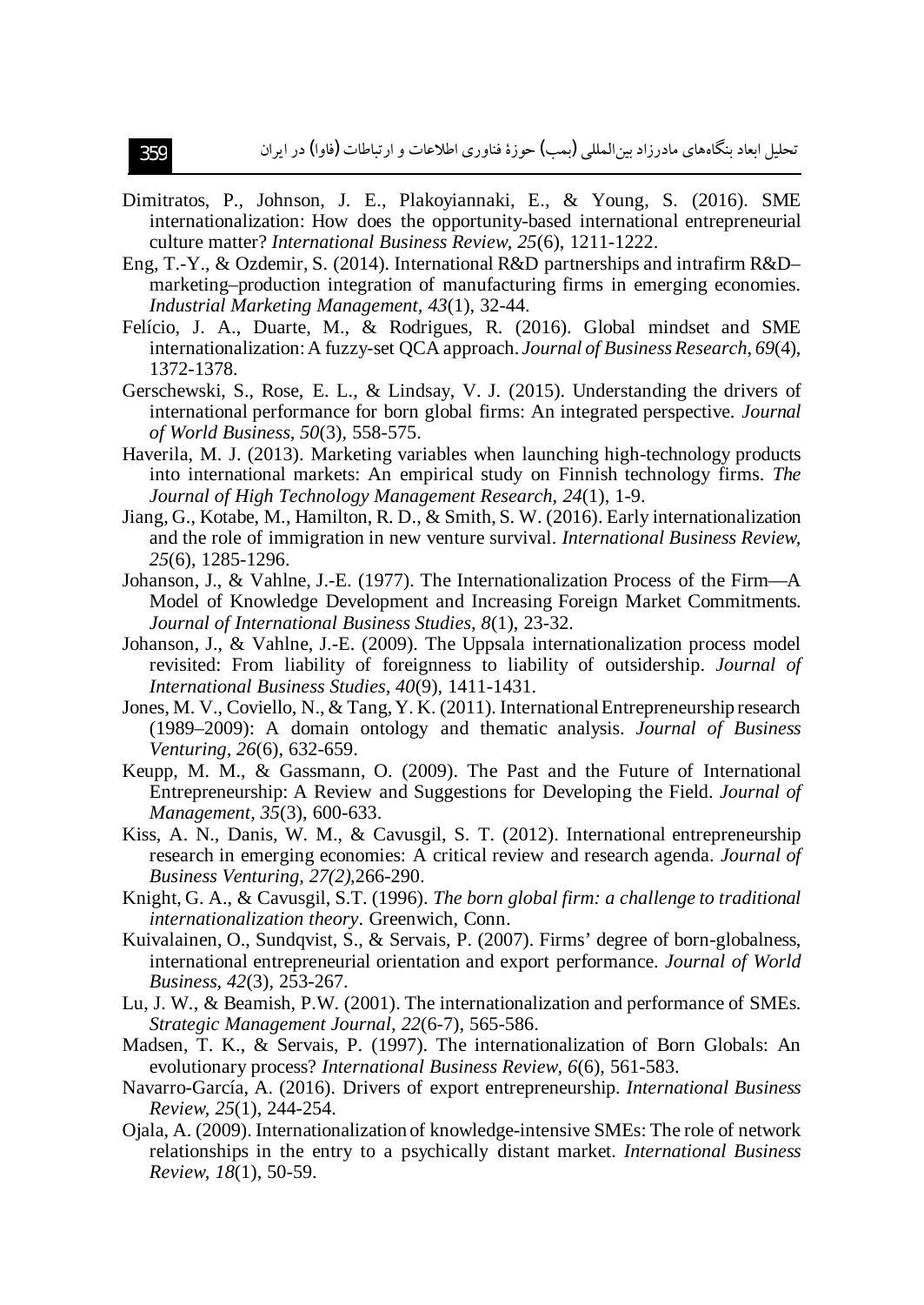Dimitratos, P., Johnson, J. E., Plakoyiannaki, E., & Young, S. (2016). SME internationalization: How does the opportunity-based international entrepreneurial culture matter? *International Business Review, 25*(6), 1211-1222.

Eng, T.-Y., & Ozdemir, S. (2014). International R&D partnerships and intrafirm R&D–marketing–production integration of manufacturing firms in emerging economies. *Industrial Marketing Management, 43*(1), 32-44.

Felício, J. A., Duarte, M., & Rodrigues, R. (2016). Global mindset and SME internationalization: A fuzzy-set QCA approach. *Journal of Business Research, 69*(4), 1372-1378.

Gerschewski, S., Rose, E. L., & Lindsay, V. J. (2015). Understanding the drivers of international performance for born global firms: An integrated perspective. *Journal of World Business, 50*(3), 558-575.

Haverila, M. J. (2013). Marketing variables when launching high-technology products into international markets: An empirical study on Finnish technology firms. *The Journal of High Technology Management Research, 24*(1), 1-9.

Jiang, G., Kotabe, M., Hamilton, R. D., & Smith, S. W. (2016). Early internationalization and the role of immigration in new venture survival. *International Business Review, 25*(6), 1285-1296.

Johanson, J., & Vahlne, J.-E. (1977). The Internationalization Process of the Firm—A Model of Knowledge Development and Increasing Foreign Market Commitments. *Journal of International Business Studies, 8*(1), 23-32.

Johanson, J., & Vahlne, J.-E. (2009). The Uppsala internationalization process model revisited: From liability of foreignness to liability of outsidership. *Journal of International Business Studies, 40*(9), 1411-1431.

Jones, M. V., Coviello, N., & Tang, Y. K. (2011). International Entrepreneurship research (1989–2009): A domain ontology and thematic analysis. *Journal of Business Venturing, 26*(6), 632-659.

Keupp, M. M., & Gassmann, O. (2009). The Past and the Future of International Entrepreneurship: A Review and Suggestions for Developing the Field. *Journal of Management, 35*(3), 600-633.

Kiss, A. N., Danis, W. M., & Cavusgil, S. T. (2012). International entrepreneurship research in emerging economies: A critical review and research agenda. *Journal of Business Venturing, 27(2),*266-290.

Knight, G. A., & Cavusgil, S.T. (1996). *The born global firm: a challenge to traditional internationalization theory*. Greenwich, Conn.

Kuivalainen, O., Sundqvist, S., & Servais, P. (2007). Firms' degree of born-globalness, international entrepreneurial orientation and export performance. *Journal of World Business, 42*(3), 253-267.

Lu, J. W., & Beamish, P.W. (2001). The internationalization and performance of SMEs. *Strategic Management Journal, 22*(6-7), 565-586.

Madsen, T. K., & Servais, P. (1997). The internationalization of Born Globals: An evolutionary process? *International Business Review, 6*(6), 561-583.

Navarro-García, A. (2016). Drivers of export entrepreneurship. *International Business Review, 25*(1), 244-254.

Ojala, A. (2009). Internationalization of knowledge-intensive SMEs: The role of network relationships in the entry to a psychically distant market. *International Business Review, 18*(1), 50-59.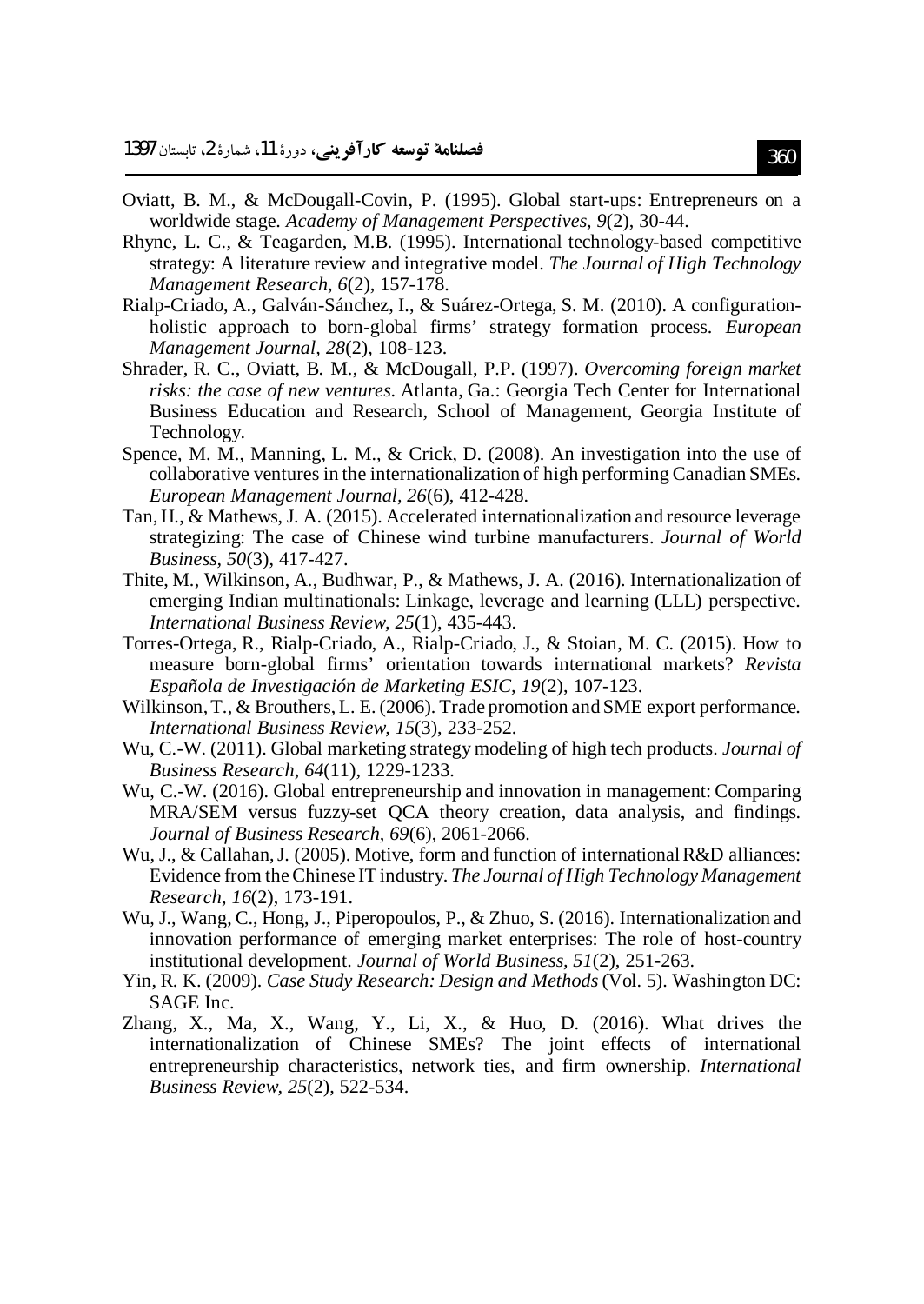Oviatt, B. M., & McDougall-Covin, P. (1995). Global start-ups: Entrepreneurs on a worldwide stage. *Academy of Management Perspectives, 9*(2), 30-44.

Rhyne, L. C., & Teagarden, M.B. (1995). International technology-based competitive strategy: A literature review and integrative model. *The Journal of High Technology Management Research, 6*(2), 157-178.

Rialp-Criado, A., Galván-Sánchez, I., & Suárez-Ortega, S. M. (2010). A configuration-holistic approach to born-global firms' strategy formation process. *European Management Journal, 28*(2), 108-123.

Shrader, R. C., Oviatt, B. M., & McDougall, P.P. (1997). *Overcoming foreign market risks: the case of new ventures*. Atlanta, Ga.: Georgia Tech Center for International Business Education and Research, School of Management, Georgia Institute of Technology.

Spence, M. M., Manning, L. M., & Crick, D. (2008). An investigation into the use of collaborative ventures in the internationalization of high performing Canadian SMEs. *European Management Journal, 26*(6), 412-428.

Tan, H., & Mathews, J. A. (2015). Accelerated internationalization and resource leverage strategizing: The case of Chinese wind turbine manufacturers. *Journal of World Business, 50*(3), 417-427.

Thite, M., Wilkinson, A., Budhwar, P., & Mathews, J. A. (2016). Internationalization of emerging Indian multinationals: Linkage, leverage and learning (LLL) perspective. *International Business Review, 25*(1), 435-443.

Torres-Ortega, R., Rialp-Criado, A., Rialp-Criado, J., & Stoian, M. C. (2015). How to measure born-global firms' orientation towards international markets? *Revista Española de Investigación de Marketing ESIC, 19*(2), 107-123.

Wilkinson, T., & Brouthers, L. E. (2006). Trade promotion and SME export performance. *International Business Review, 15*(3), 233-252.

Wu, C.-W. (2011). Global marketing strategy modeling of high tech products. *Journal of Business Research, 64*(11), 1229-1233.

Wu, C.-W. (2016). Global entrepreneurship and innovation in management: Comparing MRA/SEM versus fuzzy-set QCA theory creation, data analysis, and findings. *Journal of Business Research, 69*(6), 2061-2066.

Wu, J., & Callahan, J. (2005). Motive, form and function of international R&D alliances: Evidence from the Chinese IT industry. *The Journal of High Technology Management Research, 16*(2), 173-191.

Wu, J., Wang, C., Hong, J., Piperopoulos, P., & Zhuo, S. (2016). Internationalization and innovation performance of emerging market enterprises: The role of host-country institutional development. *Journal of World Business, 51*(2), 251-263.

Yin, R. K. (2009). *Case Study Research: Design and Methods* (Vol. 5). Washington DC: SAGE Inc.

Zhang, X., Ma, X., Wang, Y., Li, X., & Huo, D. (2016). What drives the internationalization of Chinese SMEs? The joint effects of international entrepreneurship characteristics, network ties, and firm ownership. *International Business Review, 25*(2), 522-534.